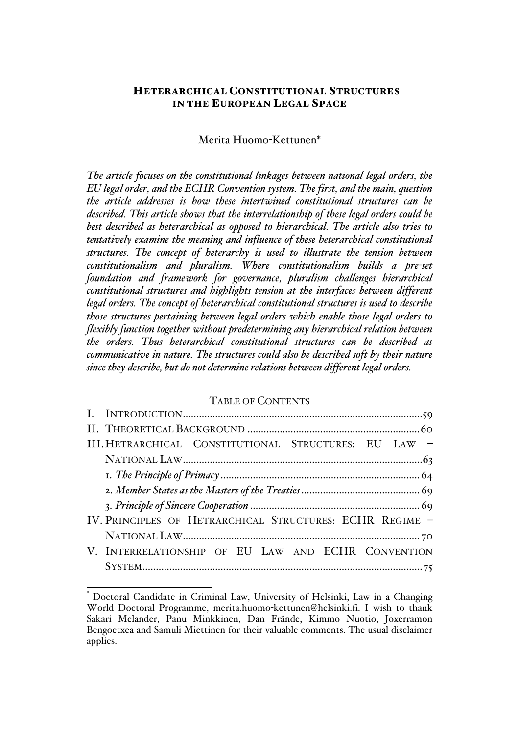# HETERARCHICAL CONSTITUTIONAL STRUCTURES IN THE EUROPEAN LEGAL SPACE

Merita Huomo-Kettunen*

*The article focuses on the constitutional linkages between national legal orders, the EU legal order, and the ECHR Convention system. The first, and the main, question the article addresses is how these intertwined constitutional structures can be described. This article shows that the interrelationship of these legal orders could be best described as heterarchical as opposed to hierarchical. The article also tries to tentatively examine the meaning and influence of these heterarchical constitutional structures. The concept of heterarchy is used to illustrate the tension between constitutionalism and pluralism. Where constitutionalism builds a pre-set foundation and framework for governance, pluralism challenges hierarchical constitutional structures and highlights tension at the interfaces between different legal orders. The concept of heterarchical constitutional structures is used to describe those structures pertaining between legal orders which enable those legal orders to flexibly function together without predetermining any hierarchical relation between the orders. Thus heterarchical constitutional structures can be described as communicative in nature. The structures could also be described soft by their nature since they describe, but do not determine relations between different legal orders.*

TABLE OF CONTENTS

I. INTRODUCTION ........ 59
II. THEORETICAL BACKGROUND ........ 60
III. HETRARCHICAL CONSTITUTIONAL STRUCTURES: EU LAW – NATIONAL LAW ........ 63
  1. *The Principle of Primacy* ........ 64
  2. *Member States as the Masters of the Treaties* ........ 69
  3. *Principle of Sincere Cooperation* ........ 69
IV. PRINCIPLES OF HETRARCHICAL STRUCTURES: ECHR REGIME – NATIONAL LAW ........ 70
V. INTERRELATIONSHIP OF EU LAW AND ECHR CONVENTION SYSTEM ........ 75

---

* Doctoral Candidate in Criminal Law, University of Helsinki, Law in a Changing World Doctoral Programme, merita.huomo-kettunen@helsinki.fi. I wish to thank Sakari Melander, Panu Minkkinen, Dan Frände, Kimmo Nuotio, Joxerramon Bengoetxea and Samuli Miettinen for their valuable comments. The usual disclaimer applies.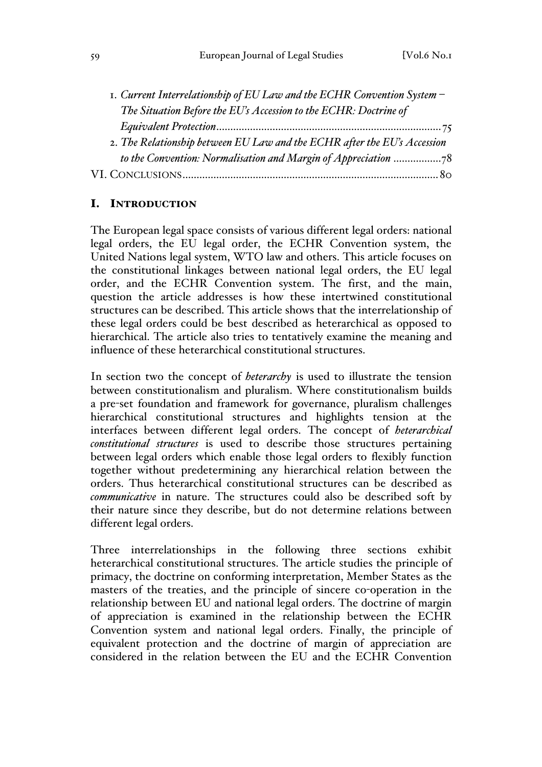1. *Current Interrelationship of EU Law and the ECHR Convention System – The Situation Before the EU's Accession to the ECHR: Doctrine of Equivalent Protection*.................................................................................75
2. *The Relationship between EU Law and the ECHR after the EU's Accession to the Convention: Normalisation and Margin of Appreciation* .................78

VI. CONCLUSIONS..........................................................................................80

## I. INTRODUCTION

The European legal space consists of various different legal orders: national legal orders, the EU legal order, the ECHR Convention system, the United Nations legal system, WTO law and others. This article focuses on the constitutional linkages between national legal orders, the EU legal order, and the ECHR Convention system. The first, and the main, question the article addresses is how these intertwined constitutional structures can be described. This article shows that the interrelationship of these legal orders could be best described as heterarchical as opposed to hierarchical. The article also tries to tentatively examine the meaning and influence of these heterarchical constitutional structures.

In section two the concept of *heterarchy* is used to illustrate the tension between constitutionalism and pluralism. Where constitutionalism builds a pre-set foundation and framework for governance, pluralism challenges hierarchical constitutional structures and highlights tension at the interfaces between different legal orders. The concept of *heterarchical constitutional structures* is used to describe those structures pertaining between legal orders which enable those legal orders to flexibly function together without predetermining any hierarchical relation between the orders. Thus heterarchical constitutional structures can be described as *communicative* in nature. The structures could also be described soft by their nature since they describe, but do not determine relations between different legal orders.

Three interrelationships in the following three sections exhibit heterarchical constitutional structures. The article studies the principle of primacy, the doctrine on conforming interpretation, Member States as the masters of the treaties, and the principle of sincere co-operation in the relationship between EU and national legal orders. The doctrine of margin of appreciation is examined in the relationship between the ECHR Convention system and national legal orders. Finally, the principle of equivalent protection and the doctrine of margin of appreciation are considered in the relation between the EU and the ECHR Convention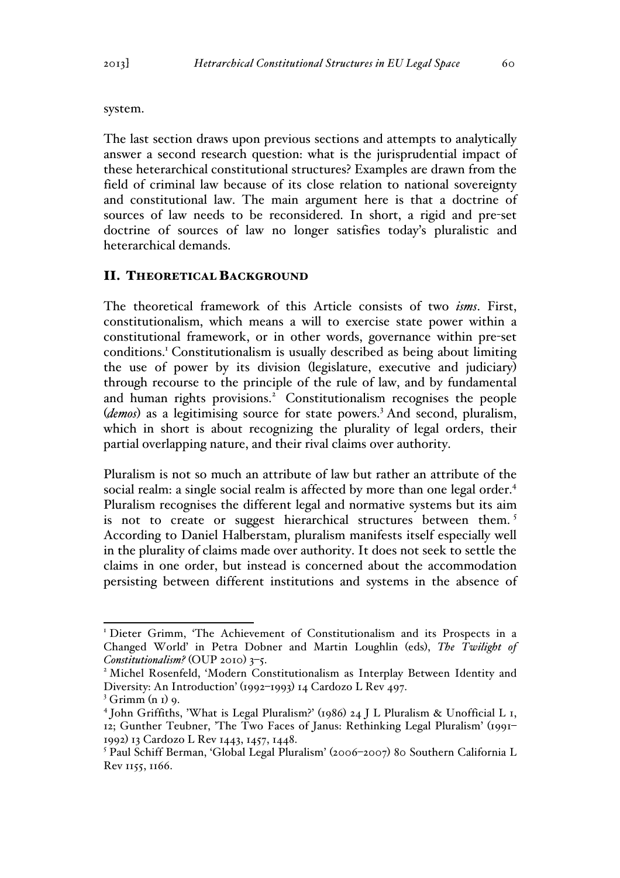system.

The last section draws upon previous sections and attempts to analytically answer a second research question: what is the jurisprudential impact of these heterarchical constitutional structures? Examples are drawn from the field of criminal law because of its close relation to national sovereignty and constitutional law. The main argument here is that a doctrine of sources of law needs to be reconsidered. In short, a rigid and pre-set doctrine of sources of law no longer satisfies today's pluralistic and heterarchical demands.

## II. Theoretical Background

The theoretical framework of this Article consists of two *isms*. First, constitutionalism, which means a will to exercise state power within a constitutional framework, or in other words, governance within pre-set conditions.[1] Constitutionalism is usually described as being about limiting the use of power by its division (legislature, executive and judiciary) through recourse to the principle of the rule of law, and by fundamental and human rights provisions.[2] Constitutionalism recognises the people (*demos*) as a legitimising source for state powers.[3] And second, pluralism, which in short is about recognizing the plurality of legal orders, their partial overlapping nature, and their rival claims over authority.

Pluralism is not so much an attribute of law but rather an attribute of the social realm: a single social realm is affected by more than one legal order.[4] Pluralism recognises the different legal and normative systems but its aim is not to create or suggest hierarchical structures between them.[5] According to Daniel Halberstam, pluralism manifests itself especially well in the plurality of claims made over authority. It does not seek to settle the claims in one order, but instead is concerned about the accommodation persisting between different institutions and systems in the absence of

---

[1] Dieter Grimm, 'The Achievement of Constitutionalism and its Prospects in a Changed World' in Petra Dobner and Martin Loughlin (eds), *The Twilight of Constitutionalism?* (OUP 2010) 3–5.

[2] Michel Rosenfeld, 'Modern Constitutionalism as Interplay Between Identity and Diversity: An Introduction' (1992–1993) 14 Cardozo L Rev 497.

[3] Grimm (n 1) 9.

[4] John Griffiths, 'What is Legal Pluralism?' (1986) 24 J L Pluralism & Unofficial L 1, 12; Gunther Teubner, 'The Two Faces of Janus: Rethinking Legal Pluralism' (1991–1992) 13 Cardozo L Rev 1443, 1457, 1448.

[5] Paul Schiff Berman, 'Global Legal Pluralism' (2006–2007) 80 Southern California L Rev 1155, 1166.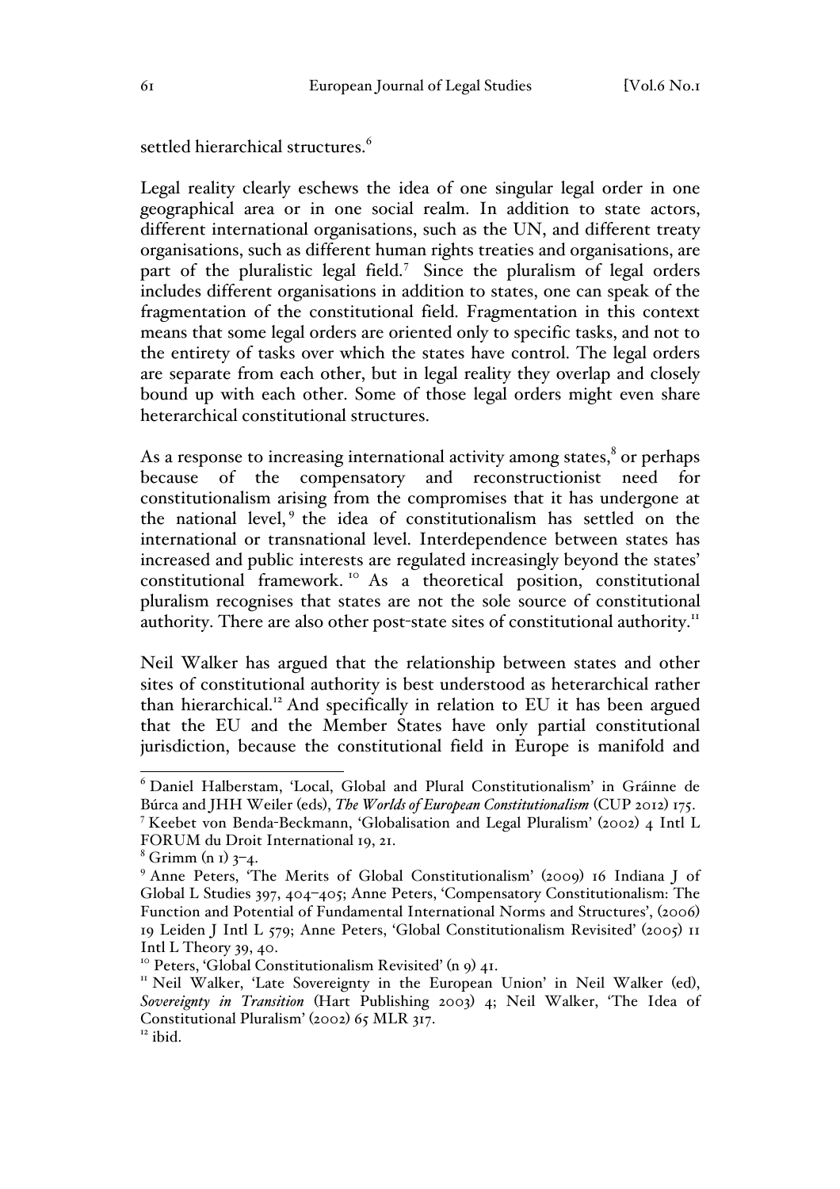settled hierarchical structures.[6]

Legal reality clearly eschews the idea of one singular legal order in one geographical area or in one social realm. In addition to state actors, different international organisations, such as the UN, and different treaty organisations, such as different human rights treaties and organisations, are part of the pluralistic legal field.[7] Since the pluralism of legal orders includes different organisations in addition to states, one can speak of the fragmentation of the constitutional field. Fragmentation in this context means that some legal orders are oriented only to specific tasks, and not to the entirety of tasks over which the states have control. The legal orders are separate from each other, but in legal reality they overlap and closely bound up with each other. Some of those legal orders might even share heterarchical constitutional structures.

As a response to increasing international activity among states,[8] or perhaps because of the compensatory and reconstructionist need for constitutionalism arising from the compromises that it has undergone at the national level,[9] the idea of constitutionalism has settled on the international or transnational level. Interdependence between states has increased and public interests are regulated increasingly beyond the states' constitutional framework.[10] As a theoretical position, constitutional pluralism recognises that states are not the sole source of constitutional authority. There are also other post-state sites of constitutional authority.[11]

Neil Walker has argued that the relationship between states and other sites of constitutional authority is best understood as heterarchical rather than hierarchical.[12] And specifically in relation to EU it has been argued that the EU and the Member States have only partial constitutional jurisdiction, because the constitutional field in Europe is manifold and

---

[6] Daniel Halberstam, 'Local, Global and Plural Constitutionalism' in Gráinne de Búrca and JHH Weiler (eds), *The Worlds of European Constitutionalism* (CUP 2012) 175.

[7] Keebet von Benda-Beckmann, 'Globalisation and Legal Pluralism' (2002) 4 Intl L FORUM du Droit International 19, 21.

[8] Grimm (n 1) 3–4.

[9] Anne Peters, 'The Merits of Global Constitutionalism' (2009) 16 Indiana J of Global L Studies 397, 404–405; Anne Peters, 'Compensatory Constitutionalism: The Function and Potential of Fundamental International Norms and Structures', (2006) 19 Leiden J Intl L 579; Anne Peters, 'Global Constitutionalism Revisited' (2005) 11 Intl L Theory 39, 40.

[10] Peters, 'Global Constitutionalism Revisited' (n 9) 41.

[11] Neil Walker, 'Late Sovereignty in the European Union' in Neil Walker (ed), *Sovereignty in Transition* (Hart Publishing 2003) 4; Neil Walker, 'The Idea of Constitutional Pluralism' (2002) 65 MLR 317.

[12] ibid.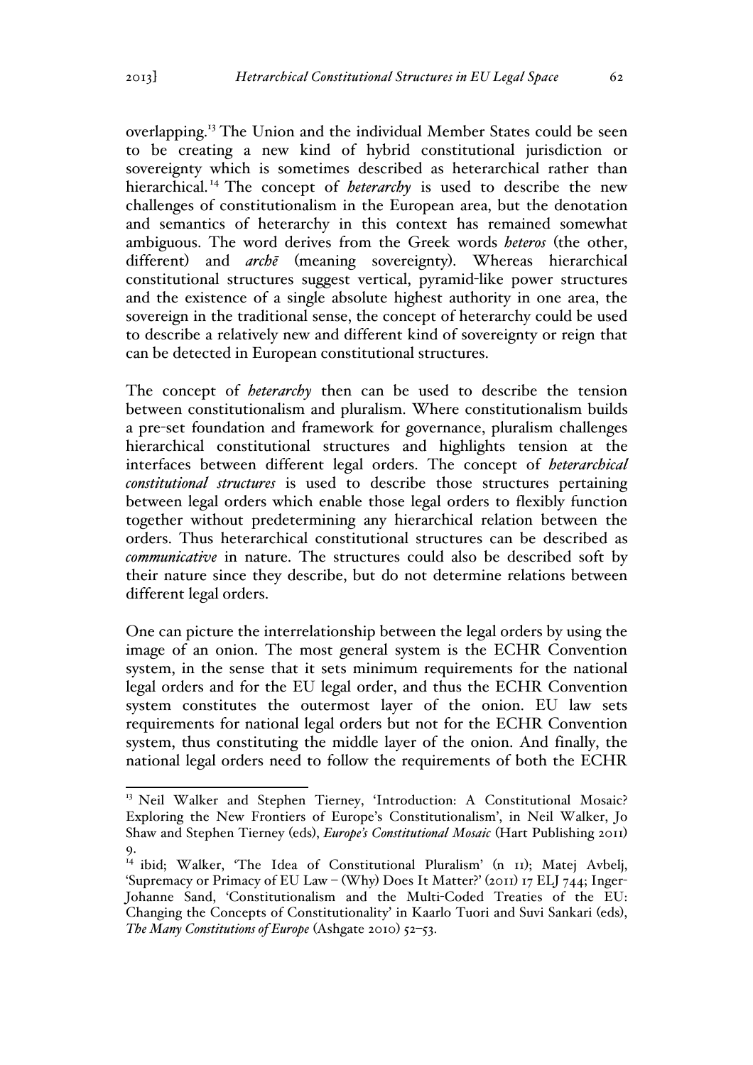overlapping.[13] The Union and the individual Member States could be seen to be creating a new kind of hybrid constitutional jurisdiction or sovereignty which is sometimes described as heterarchical rather than hierarchical.[14] The concept of *heterarchy* is used to describe the new challenges of constitutionalism in the European area, but the denotation and semantics of heterarchy in this context has remained somewhat ambiguous. The word derives from the Greek words *heteros* (the other, different) and *archē* (meaning sovereignty). Whereas hierarchical constitutional structures suggest vertical, pyramid-like power structures and the existence of a single absolute highest authority in one area, the sovereign in the traditional sense, the concept of heterarchy could be used to describe a relatively new and different kind of sovereignty or reign that can be detected in European constitutional structures.

The concept of *heterarchy* then can be used to describe the tension between constitutionalism and pluralism. Where constitutionalism builds a pre-set foundation and framework for governance, pluralism challenges hierarchical constitutional structures and highlights tension at the interfaces between different legal orders. The concept of *heterarchical constitutional structures* is used to describe those structures pertaining between legal orders which enable those legal orders to flexibly function together without predetermining any hierarchical relation between the orders. Thus heterarchical constitutional structures can be described as *communicative* in nature. The structures could also be described soft by their nature since they describe, but do not determine relations between different legal orders.

One can picture the interrelationship between the legal orders by using the image of an onion. The most general system is the ECHR Convention system, in the sense that it sets minimum requirements for the national legal orders and for the EU legal order, and thus the ECHR Convention system constitutes the outermost layer of the onion. EU law sets requirements for national legal orders but not for the ECHR Convention system, thus constituting the middle layer of the onion. And finally, the national legal orders need to follow the requirements of both the ECHR

---

[13] Neil Walker and Stephen Tierney, 'Introduction: A Constitutional Mosaic? Exploring the New Frontiers of Europe's Constitutionalism', in Neil Walker, Jo Shaw and Stephen Tierney (eds), *Europe's Constitutional Mosaic* (Hart Publishing 2011) 9.

[14] ibid; Walker, 'The Idea of Constitutional Pluralism' (n 11); Matej Avbelj, 'Supremacy or Primacy of EU Law – (Why) Does It Matter?' (2011) 17 ELJ 744; Inger-Johanne Sand, 'Constitutionalism and the Multi-Coded Treaties of the EU: Changing the Concepts of Constitutionality' in Kaarlo Tuori and Suvi Sankari (eds), *The Many Constitutions of Europe* (Ashgate 2010) 52–53.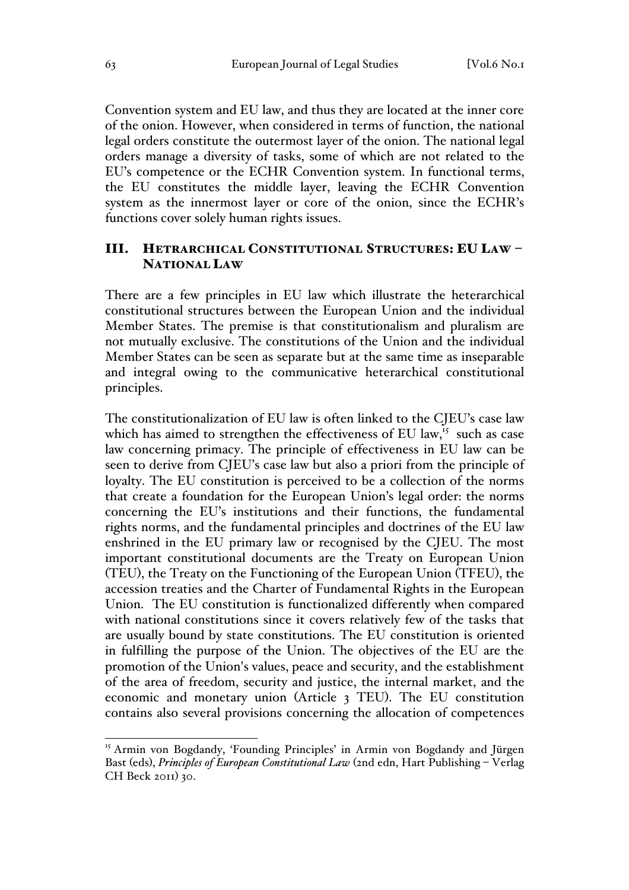Convention system and EU law, and thus they are located at the inner core of the onion. However, when considered in terms of function, the national legal orders constitute the outermost layer of the onion. The national legal orders manage a diversity of tasks, some of which are not related to the EU's competence or the ECHR Convention system. In functional terms, the EU constitutes the middle layer, leaving the ECHR Convention system as the innermost layer or core of the onion, since the ECHR's functions cover solely human rights issues.

## III. HETRARCHICAL CONSTITUTIONAL STRUCTURES: EU LAW – NATIONAL LAW

There are a few principles in EU law which illustrate the heterarchical constitutional structures between the European Union and the individual Member States. The premise is that constitutionalism and pluralism are not mutually exclusive. The constitutions of the Union and the individual Member States can be seen as separate but at the same time as inseparable and integral owing to the communicative heterarchical constitutional principles.

The constitutionalization of EU law is often linked to the CJEU's case law which has aimed to strengthen the effectiveness of EU law,[15] such as case law concerning primacy. The principle of effectiveness in EU law can be seen to derive from CJEU's case law but also a priori from the principle of loyalty. The EU constitution is perceived to be a collection of the norms that create a foundation for the European Union's legal order: the norms concerning the EU's institutions and their functions, the fundamental rights norms, and the fundamental principles and doctrines of the EU law enshrined in the EU primary law or recognised by the CJEU. The most important constitutional documents are the Treaty on European Union (TEU), the Treaty on the Functioning of the European Union (TFEU), the accession treaties and the Charter of Fundamental Rights in the European Union. The EU constitution is functionalized differently when compared with national constitutions since it covers relatively few of the tasks that are usually bound by state constitutions. The EU constitution is oriented in fulfilling the purpose of the Union. The objectives of the EU are the promotion of the Union's values, peace and security, and the establishment of the area of freedom, security and justice, the internal market, and the economic and monetary union (Article 3 TEU). The EU constitution contains also several provisions concerning the allocation of competences

---

[15] Armin von Bogdandy, 'Founding Principles' in Armin von Bogdandy and Jürgen Bast (eds), *Principles of European Constitutional Law* (2nd edn, Hart Publishing – Verlag CH Beck 2011) 30.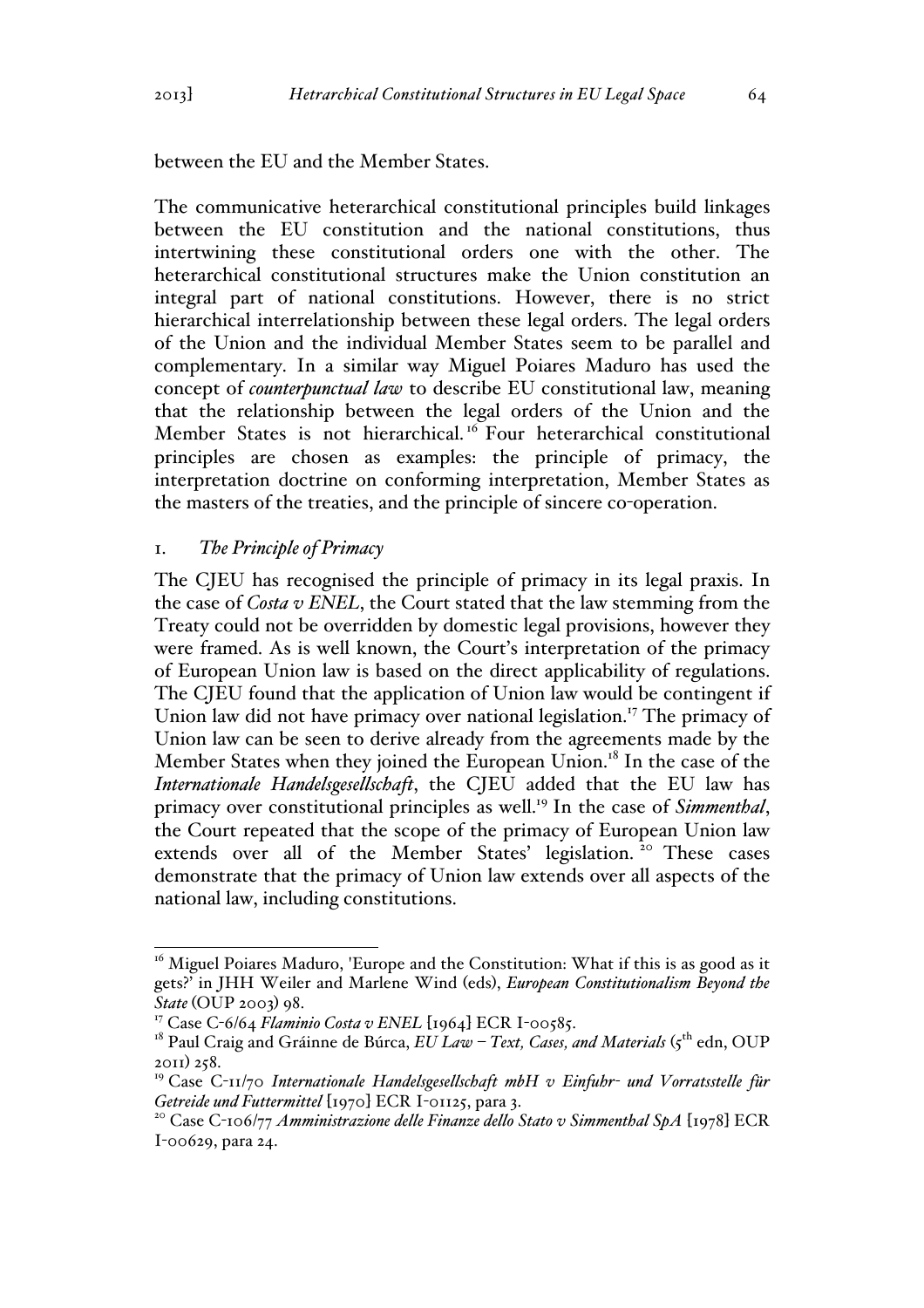between the EU and the Member States.

The communicative heterarchical constitutional principles build linkages between the EU constitution and the national constitutions, thus intertwining these constitutional orders one with the other. The heterarchical constitutional structures make the Union constitution an integral part of national constitutions. However, there is no strict hierarchical interrelationship between these legal orders. The legal orders of the Union and the individual Member States seem to be parallel and complementary. In a similar way Miguel Poiares Maduro has used the concept of *counterpunctual law* to describe EU constitutional law, meaning that the relationship between the legal orders of the Union and the Member States is not hierarchical.[16] Four heterarchical constitutional principles are chosen as examples: the principle of primacy, the interpretation doctrine on conforming interpretation, Member States as the masters of the treaties, and the principle of sincere co-operation.

### 1. *The Principle of Primacy*

The CJEU has recognised the principle of primacy in its legal praxis. In the case of *Costa v ENEL*, the Court stated that the law stemming from the Treaty could not be overridden by domestic legal provisions, however they were framed. As is well known, the Court's interpretation of the primacy of European Union law is based on the direct applicability of regulations. The CJEU found that the application of Union law would be contingent if Union law did not have primacy over national legislation.[17] The primacy of Union law can be seen to derive already from the agreements made by the Member States when they joined the European Union.[18] In the case of the *Internationale Handelsgesellschaft*, the CJEU added that the EU law has primacy over constitutional principles as well.[19] In the case of *Simmenthal*, the Court repeated that the scope of the primacy of European Union law extends over all of the Member States' legislation.[20] These cases demonstrate that the primacy of Union law extends over all aspects of the national law, including constitutions.

---

[16] Miguel Poiares Maduro, 'Europe and the Constitution: What if this is as good as it gets?' in JHH Weiler and Marlene Wind (eds), *European Constitutionalism Beyond the State* (OUP 2003) 98.

[17] Case C-6/64 *Flaminio Costa v ENEL* [1964] ECR I-00585.

[18] Paul Craig and Gráinne de Búrca, *EU Law – Text, Cases, and Materials* (5th edn, OUP 2011) 258.

[19] Case C-11/70 *Internationale Handelsgesellschaft mbH v Einfuhr- und Vorratsstelle für Getreide und Futtermittel* [1970] ECR I-01125, para 3.

[20] Case C-106/77 *Amministrazione delle Finanze dello Stato v Simmenthal SpA* [1978] ECR I-00629, para 24.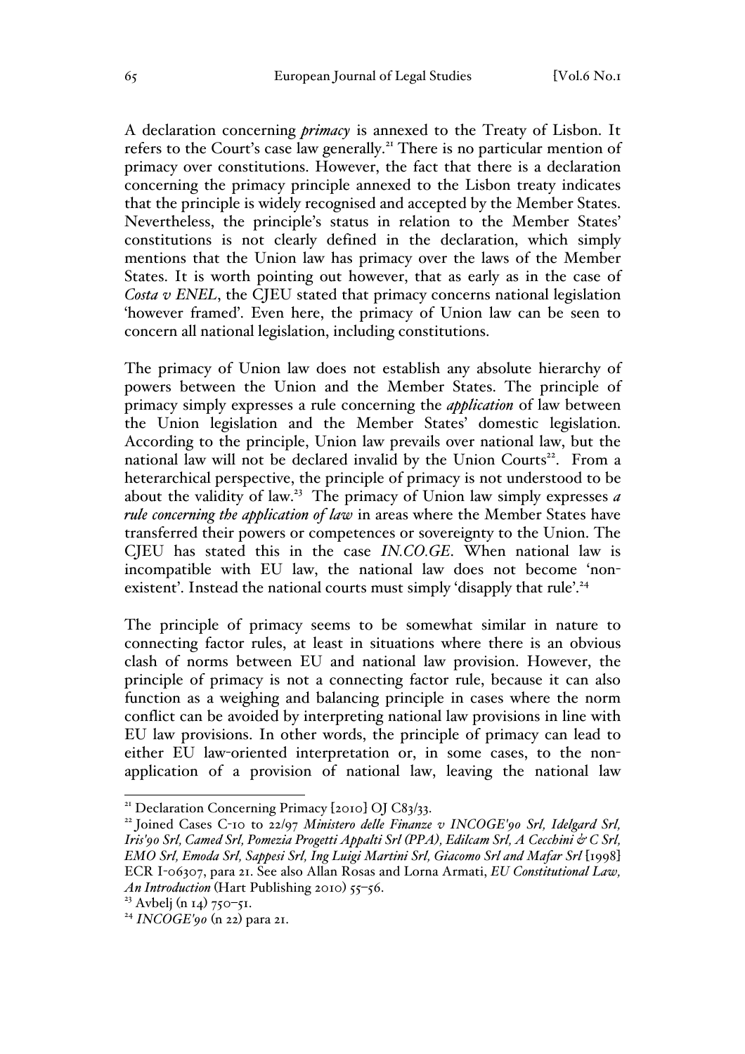A declaration concerning *primacy* is annexed to the Treaty of Lisbon. It refers to the Court's case law generally.[21] There is no particular mention of primacy over constitutions. However, the fact that there is a declaration concerning the primacy principle annexed to the Lisbon treaty indicates that the principle is widely recognised and accepted by the Member States. Nevertheless, the principle's status in relation to the Member States' constitutions is not clearly defined in the declaration, which simply mentions that the Union law has primacy over the laws of the Member States. It is worth pointing out however, that as early as in the case of *Costa v ENEL*, the CJEU stated that primacy concerns national legislation 'however framed'. Even here, the primacy of Union law can be seen to concern all national legislation, including constitutions.

The primacy of Union law does not establish any absolute hierarchy of powers between the Union and the Member States. The principle of primacy simply expresses a rule concerning the *application* of law between the Union legislation and the Member States' domestic legislation. According to the principle, Union law prevails over national law, but the national law will not be declared invalid by the Union Courts[22]. From a heterarchical perspective, the principle of primacy is not understood to be about the validity of law.[23] The primacy of Union law simply expresses *a rule concerning the application of law* in areas where the Member States have transferred their powers or competences or sovereignty to the Union. The CJEU has stated this in the case *IN.CO.GE*. When national law is incompatible with EU law, the national law does not become 'non-existent'. Instead the national courts must simply 'disapply that rule'.[24]

The principle of primacy seems to be somewhat similar in nature to connecting factor rules, at least in situations where there is an obvious clash of norms between EU and national law provision. However, the principle of primacy is not a connecting factor rule, because it can also function as a weighing and balancing principle in cases where the norm conflict can be avoided by interpreting national law provisions in line with EU law provisions. In other words, the principle of primacy can lead to either EU law-oriented interpretation or, in some cases, to the non-application of a provision of national law, leaving the national law

---

[21] Declaration Concerning Primacy [2010] OJ C83/33.

[22] Joined Cases C-10 to 22/97 *Ministero delle Finanze v INCOGE'90 Srl, Idelgard Srl, Iris'90 Srl, Camed Srl, Pomezia Progetti Appalti Srl (PPA), Edilcam Srl, A Cecchini & C Srl, EMO Srl, Emoda Srl, Sappesi Srl, Ing Luigi Martini Srl, Giacomo Srl and Mafar Srl* [1998] ECR I-06307, para 21. See also Allan Rosas and Lorna Armati, *EU Constitutional Law, An Introduction* (Hart Publishing 2010) 55–56.

[23] Avbelj (n 14) 750–51.

[24] *INCOGE'90* (n 22) para 21.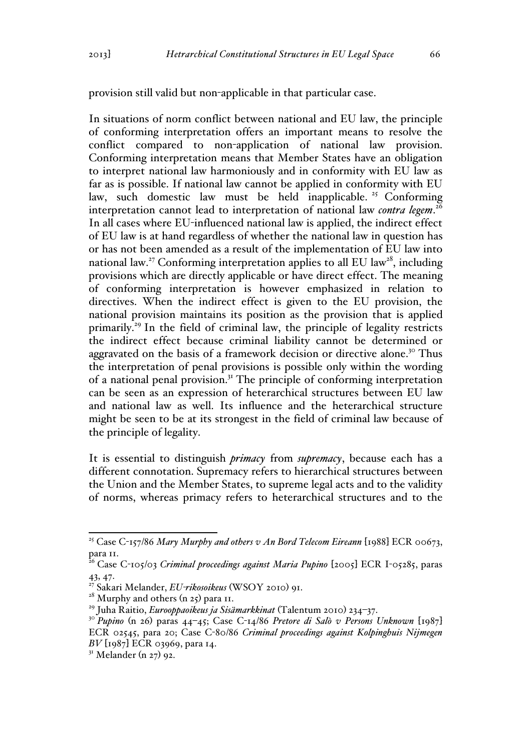provision still valid but non-applicable in that particular case.

In situations of norm conflict between national and EU law, the principle of conforming interpretation offers an important means to resolve the conflict compared to non-application of national law provision. Conforming interpretation means that Member States have an obligation to interpret national law harmoniously and in conformity with EU law as far as is possible. If national law cannot be applied in conformity with EU law, such domestic law must be held inapplicable. [25] Conforming interpretation cannot lead to interpretation of national law *contra legem*.[26] In all cases where EU-influenced national law is applied, the indirect effect of EU law is at hand regardless of whether the national law in question has or has not been amended as a result of the implementation of EU law into national law.[27] Conforming interpretation applies to all EU law[28], including provisions which are directly applicable or have direct effect. The meaning of conforming interpretation is however emphasized in relation to directives. When the indirect effect is given to the EU provision, the national provision maintains its position as the provision that is applied primarily.[29] In the field of criminal law, the principle of legality restricts the indirect effect because criminal liability cannot be determined or aggravated on the basis of a framework decision or directive alone.[30] Thus the interpretation of penal provisions is possible only within the wording of a national penal provision.[31] The principle of conforming interpretation can be seen as an expression of heterarchical structures between EU law and national law as well. Its influence and the heterarchical structure might be seen to be at its strongest in the field of criminal law because of the principle of legality.

It is essential to distinguish *primacy* from *supremacy*, because each has a different connotation. Supremacy refers to hierarchical structures between the Union and the Member States, to supreme legal acts and to the validity of norms, whereas primacy refers to heterarchical structures and to the

---

[25] Case C-157/86 *Mary Murphy and others v An Bord Telecom Eireann* [1988] ECR 00673, para 11.

[26] Case C-105/03 *Criminal proceedings against Maria Pupino* [2005] ECR I-05285, paras 43, 47.

[27] Sakari Melander, *EU-rikosoikeus* (WSOY 2010) 91.

[28] Murphy and others (n 25) para 11.

[29] Juha Raitio, *Eurooppaoikeus ja Sisämarkkinat* (Talentum 2010) 234–37.

[30] *Pupino* (n 26) paras 44–45; Case C-14/86 *Pretore di Salò v Persons Unknown* [1987] ECR 02545, para 20; Case C-80/86 *Criminal proceedings against Kolpinghuis Nijmegen BV* [1987] ECR 03969, para 14.

[31] Melander (n 27) 92.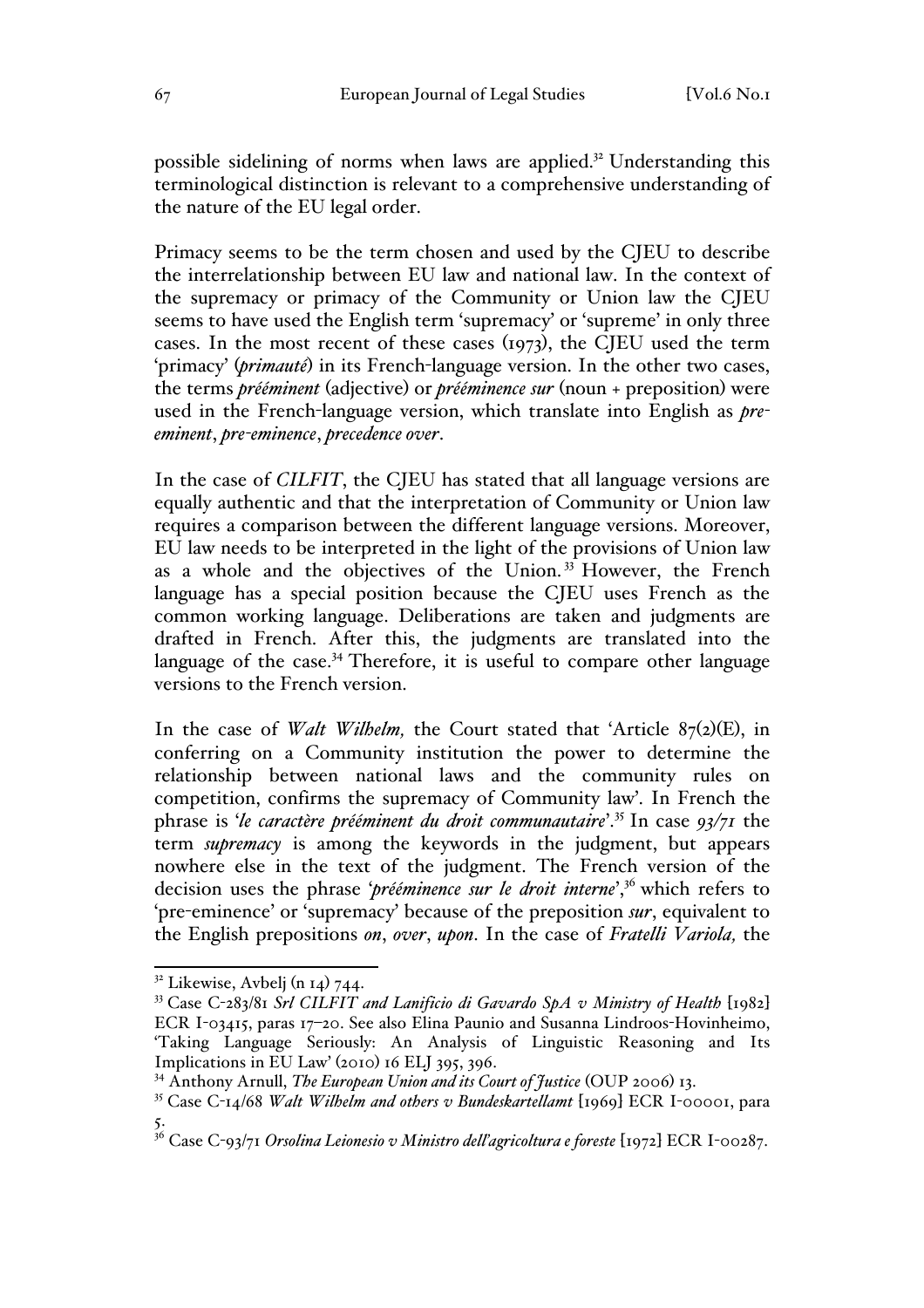possible sidelining of norms when laws are applied.[32] Understanding this terminological distinction is relevant to a comprehensive understanding of the nature of the EU legal order.

Primacy seems to be the term chosen and used by the CJEU to describe the interrelationship between EU law and national law. In the context of the supremacy or primacy of the Community or Union law the CJEU seems to have used the English term 'supremacy' or 'supreme' in only three cases. In the most recent of these cases (1973), the CJEU used the term 'primacy' (*primauté*) in its French-language version. In the other two cases, the terms *prééminent* (adjective) or *prééminence sur* (noun + preposition) were used in the French-language version, which translate into English as *pre-eminent*, *pre-eminence*, *precedence over*.

In the case of *CILFIT*, the CJEU has stated that all language versions are equally authentic and that the interpretation of Community or Union law requires a comparison between the different language versions. Moreover, EU law needs to be interpreted in the light of the provisions of Union law as a whole and the objectives of the Union.[33] However, the French language has a special position because the CJEU uses French as the common working language. Deliberations are taken and judgments are drafted in French. After this, the judgments are translated into the language of the case.[34] Therefore, it is useful to compare other language versions to the French version.

In the case of *Walt Wilhelm,* the Court stated that 'Article 87(2)(E), in conferring on a Community institution the power to determine the relationship between national laws and the community rules on competition, confirms the supremacy of Community law'. In French the phrase is '*le caractère prééminent du droit communautaire*'.[35] In case *93/71* the term *supremacy* is among the keywords in the judgment, but appears nowhere else in the text of the judgment. The French version of the decision uses the phrase '*prééminence sur le droit interne*',[36] which refers to 'pre-eminence' or 'supremacy' because of the preposition *sur*, equivalent to the English prepositions *on*, *over*, *upon*. In the case of *Fratelli Variola,* the

---

[32] Likewise, Avbelj (n 14) 744.

[33] Case C-283/81 *Srl CILFIT and Lanificio di Gavardo SpA v Ministry of Health* [1982] ECR I-03415, paras 17–20. See also Elina Paunio and Susanna Lindroos-Hovinheimo, 'Taking Language Seriously: An Analysis of Linguistic Reasoning and Its Implications in EU Law' (2010) 16 ELJ 395, 396.

[34] Anthony Arnull, *The European Union and its Court of Justice* (OUP 2006) 13.

[35] Case C-14/68 *Walt Wilhelm and others v Bundeskartellamt* [1969] ECR I-00001, para 5.

[36] Case C-93/71 *Orsolina Leionesio v Ministro dell'agricoltura e foreste* [1972] ECR I-00287.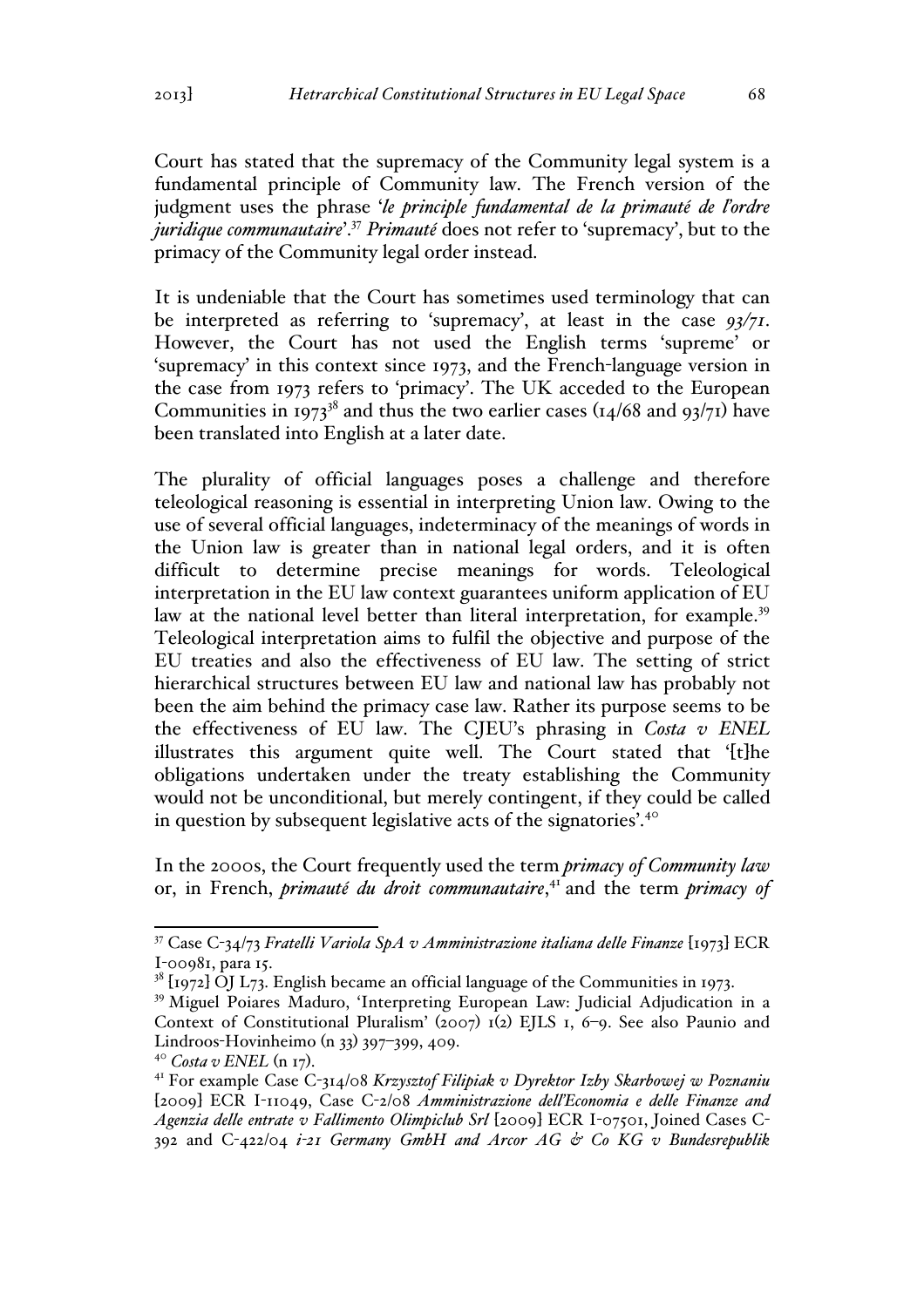Court has stated that the supremacy of the Community legal system is a fundamental principle of Community law. The French version of the judgment uses the phrase '*le principle fundamental de la primauté de l'ordre juridique communautaire*'.[37] *Primauté* does not refer to 'supremacy', but to the primacy of the Community legal order instead.

It is undeniable that the Court has sometimes used terminology that can be interpreted as referring to 'supremacy', at least in the case *93/71*. However, the Court has not used the English terms 'supreme' or 'supremacy' in this context since 1973, and the French-language version in the case from 1973 refers to 'primacy'. The UK acceded to the European Communities in 1973[38] and thus the two earlier cases (14/68 and 93/71) have been translated into English at a later date.

The plurality of official languages poses a challenge and therefore teleological reasoning is essential in interpreting Union law. Owing to the use of several official languages, indeterminacy of the meanings of words in the Union law is greater than in national legal orders, and it is often difficult to determine precise meanings for words. Teleological interpretation in the EU law context guarantees uniform application of EU law at the national level better than literal interpretation, for example.[39] Teleological interpretation aims to fulfil the objective and purpose of the EU treaties and also the effectiveness of EU law. The setting of strict hierarchical structures between EU law and national law has probably not been the aim behind the primacy case law. Rather its purpose seems to be the effectiveness of EU law. The CJEU's phrasing in *Costa v ENEL* illustrates this argument quite well. The Court stated that '[t]he obligations undertaken under the treaty establishing the Community would not be unconditional, but merely contingent, if they could be called in question by subsequent legislative acts of the signatories'.[40]

In the 2000s, the Court frequently used the term *primacy of Community law* or, in French, *primauté du droit communautaire*,[41] and the term *primacy of*

---

[37] Case C-34/73 *Fratelli Variola SpA v Amministrazione italiana delle Finanze* [1973] ECR I-00981, para 15.

[38] [1972] OJ L73. English became an official language of the Communities in 1973.

[39] Miguel Poiares Maduro, 'Interpreting European Law: Judicial Adjudication in a Context of Constitutional Pluralism' (2007) 1(2) EJLS 1, 6–9. See also Paunio and Lindroos-Hovinheimo (n 33) 397–399, 409.

[40] *Costa v ENEL* (n 17).

[41] For example Case C-314/08 *Krzysztof Filipiak v Dyrektor Izby Skarbowej w Poznaniu* [2009] ECR I-11049, Case C-2/08 *Amministrazione dell'Economia e delle Finanze and Agenzia delle entrate v Fallimento Olimpiclub Srl* [2009] ECR I-07501, Joined Cases C-392 and C-422/04 *i-21 Germany GmbH and Arcor AG & Co KG v Bundesrepublik*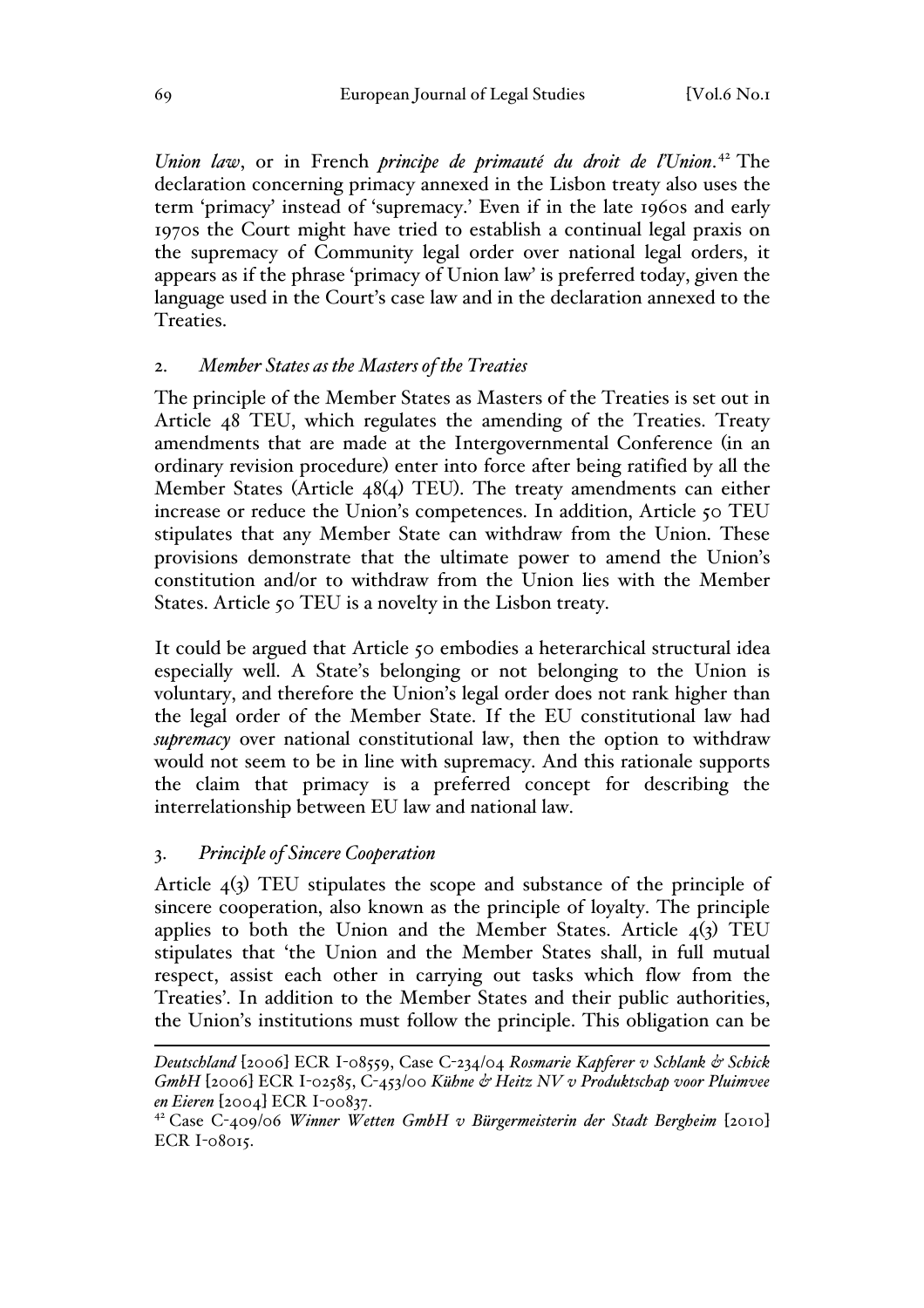*Union law*, or in French *principe de primauté du droit de l'Union*.[42] The declaration concerning primacy annexed in the Lisbon treaty also uses the term 'primacy' instead of 'supremacy.' Even if in the late 1960s and early 1970s the Court might have tried to establish a continual legal praxis on the supremacy of Community legal order over national legal orders, it appears as if the phrase 'primacy of Union law' is preferred today, given the language used in the Court's case law and in the declaration annexed to the Treaties.

### 2. *Member States as the Masters of the Treaties*

The principle of the Member States as Masters of the Treaties is set out in Article 48 TEU, which regulates the amending of the Treaties. Treaty amendments that are made at the Intergovernmental Conference (in an ordinary revision procedure) enter into force after being ratified by all the Member States (Article 48(4) TEU). The treaty amendments can either increase or reduce the Union's competences. In addition, Article 50 TEU stipulates that any Member State can withdraw from the Union. These provisions demonstrate that the ultimate power to amend the Union's constitution and/or to withdraw from the Union lies with the Member States. Article 50 TEU is a novelty in the Lisbon treaty.

It could be argued that Article 50 embodies a heterarchical structural idea especially well. A State's belonging or not belonging to the Union is voluntary, and therefore the Union's legal order does not rank higher than the legal order of the Member State. If the EU constitutional law had *supremacy* over national constitutional law, then the option to withdraw would not seem to be in line with supremacy. And this rationale supports the claim that primacy is a preferred concept for describing the interrelationship between EU law and national law.

### 3. *Principle of Sincere Cooperation*

Article 4(3) TEU stipulates the scope and substance of the principle of sincere cooperation, also known as the principle of loyalty. The principle applies to both the Union and the Member States. Article 4(3) TEU stipulates that 'the Union and the Member States shall, in full mutual respect, assist each other in carrying out tasks which flow from the Treaties'. In addition to the Member States and their public authorities, the Union's institutions must follow the principle. This obligation can be

---

*Deutschland* [2006] ECR I-08559, Case C-234/04 *Rosmarie Kapferer v Schlank & Schick GmbH* [2006] ECR I-02585, C-453/00 *Kühne & Heitz NV v Produktschap voor Pluimvee en Eieren* [2004] ECR I-00837.

[42] Case C-409/06 *Winner Wetten GmbH v Bürgermeisterin der Stadt Bergheim* [2010] ECR I-08015.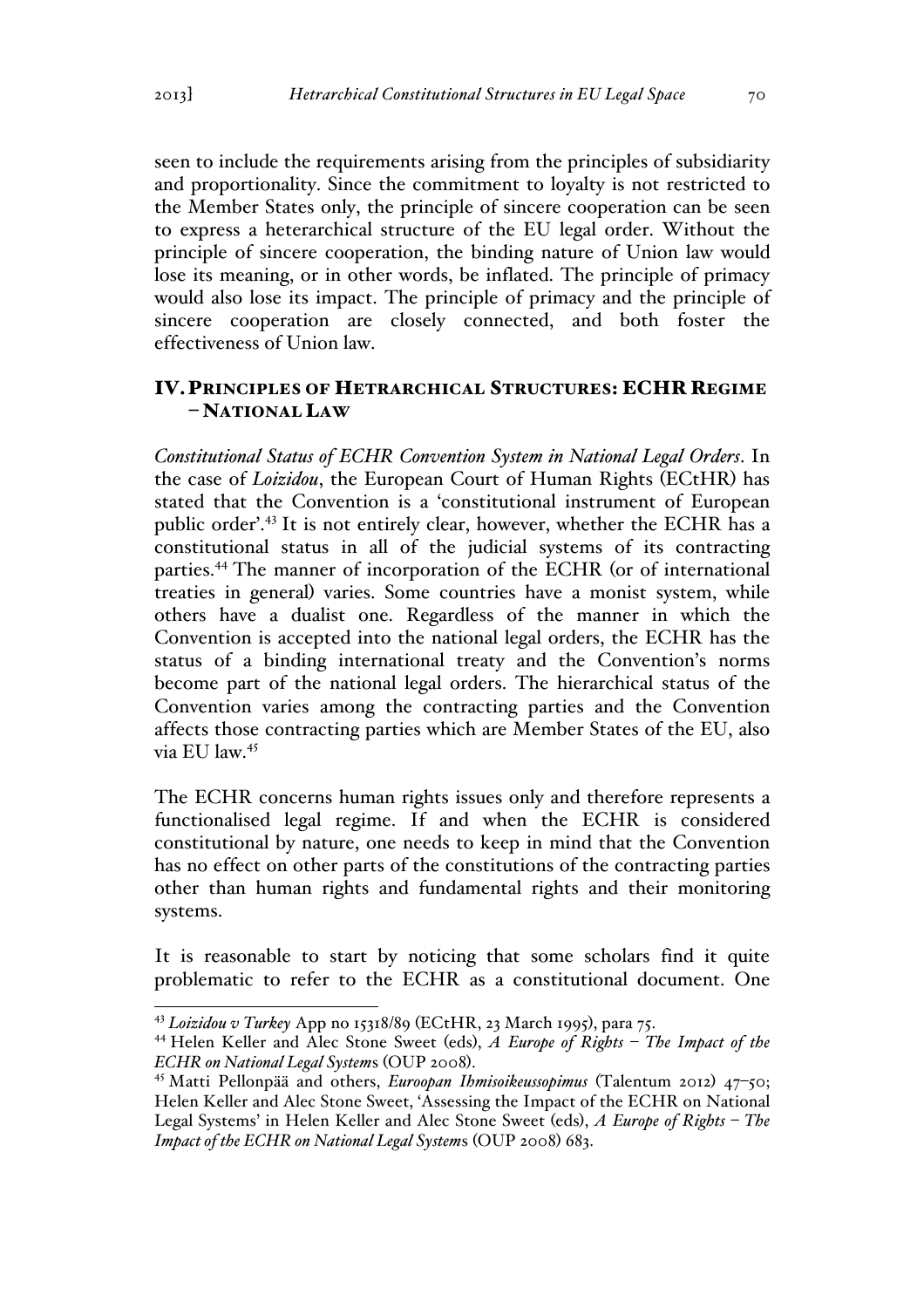seen to include the requirements arising from the principles of subsidiarity and proportionality. Since the commitment to loyalty is not restricted to the Member States only, the principle of sincere cooperation can be seen to express a heterarchical structure of the EU legal order. Without the principle of sincere cooperation, the binding nature of Union law would lose its meaning, or in other words, be inflated. The principle of primacy would also lose its impact. The principle of primacy and the principle of sincere cooperation are closely connected, and both foster the effectiveness of Union law.

## IV. Principles of Hetrarchical Structures: ECHR Regime – National Law

*Constitutional Status of ECHR Convention System in National Legal Orders*. In the case of *Loizidou*, the European Court of Human Rights (ECtHR) has stated that the Convention is a 'constitutional instrument of European public order'.[43] It is not entirely clear, however, whether the ECHR has a constitutional status in all of the judicial systems of its contracting parties.[44] The manner of incorporation of the ECHR (or of international treaties in general) varies. Some countries have a monist system, while others have a dualist one. Regardless of the manner in which the Convention is accepted into the national legal orders, the ECHR has the status of a binding international treaty and the Convention's norms become part of the national legal orders. The hierarchical status of the Convention varies among the contracting parties and the Convention affects those contracting parties which are Member States of the EU, also via EU law.[45]

The ECHR concerns human rights issues only and therefore represents a functionalised legal regime. If and when the ECHR is considered constitutional by nature, one needs to keep in mind that the Convention has no effect on other parts of the constitutions of the contracting parties other than human rights and fundamental rights and their monitoring systems.

It is reasonable to start by noticing that some scholars find it quite problematic to refer to the ECHR as a constitutional document. One

---

[43] *Loizidou v Turkey* App no 15318/89 (ECtHR, 23 March 1995), para 75.

[44] Helen Keller and Alec Stone Sweet (eds), *A Europe of Rights – The Impact of the ECHR on National Legal Systems* (OUP 2008).

[45] Matti Pellonpää and others, *Euroopan Ihmisoikeussopimus* (Talentum 2012) 47–50; Helen Keller and Alec Stone Sweet, 'Assessing the Impact of the ECHR on National Legal Systems' in Helen Keller and Alec Stone Sweet (eds), *A Europe of Rights – The Impact of the ECHR on National Legal Systems* (OUP 2008) 683.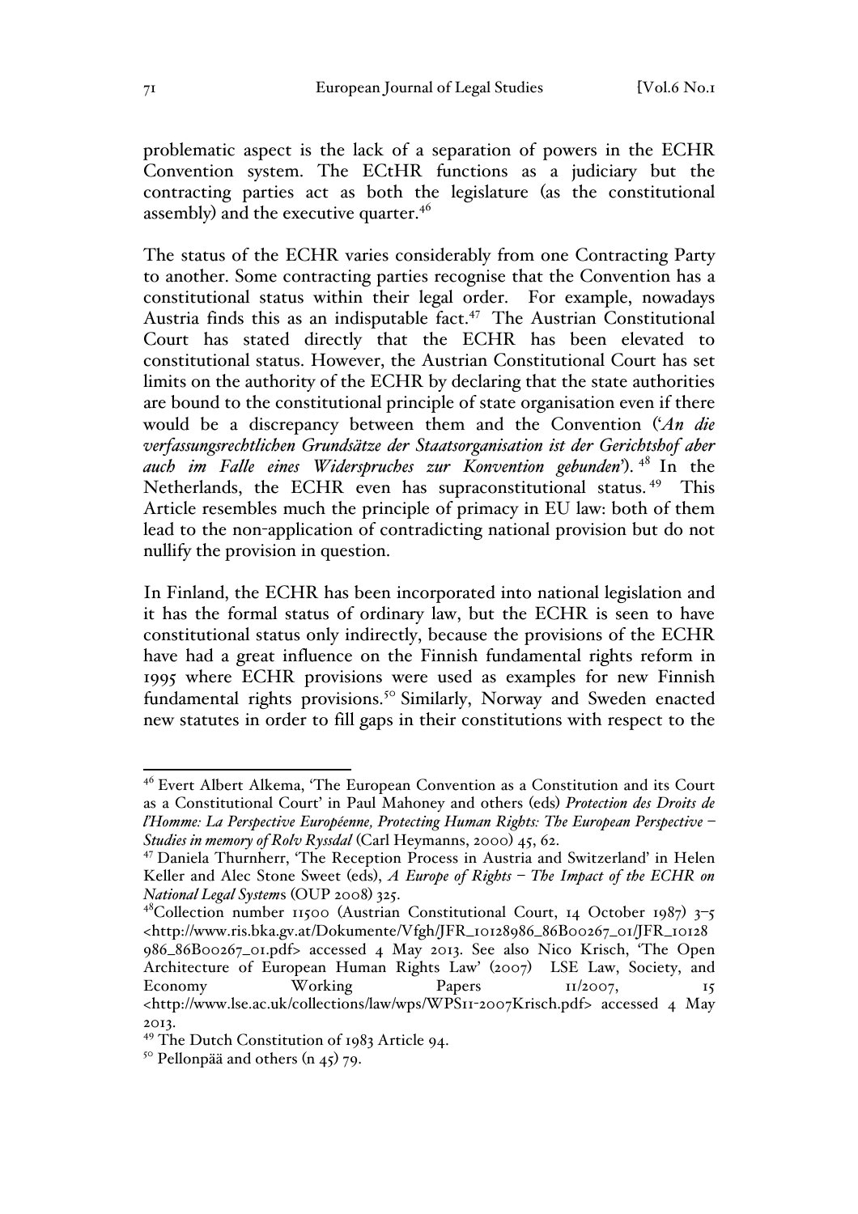problematic aspect is the lack of a separation of powers in the ECHR Convention system. The ECtHR functions as a judiciary but the contracting parties act as both the legislature (as the constitutional assembly) and the executive quarter.[46]

The status of the ECHR varies considerably from one Contracting Party to another. Some contracting parties recognise that the Convention has a constitutional status within their legal order. For example, nowadays Austria finds this as an indisputable fact.[47] The Austrian Constitutional Court has stated directly that the ECHR has been elevated to constitutional status. However, the Austrian Constitutional Court has set limits on the authority of the ECHR by declaring that the state authorities are bound to the constitutional principle of state organisation even if there would be a discrepancy between them and the Convention ('*An die verfassungsrechtlichen Grundsätze der Staatsorganisation ist der Gerichtshof aber auch im Falle eines Widerspruches zur Konvention gebunden*').[48] In the Netherlands, the ECHR even has supraconstitutional status.[49] This Article resembles much the principle of primacy in EU law: both of them lead to the non-application of contradicting national provision but do not nullify the provision in question.

In Finland, the ECHR has been incorporated into national legislation and it has the formal status of ordinary law, but the ECHR is seen to have constitutional status only indirectly, because the provisions of the ECHR have had a great influence on the Finnish fundamental rights reform in 1995 where ECHR provisions were used as examples for new Finnish fundamental rights provisions.[50] Similarly, Norway and Sweden enacted new statutes in order to fill gaps in their constitutions with respect to the

---

[46] Evert Albert Alkema, 'The European Convention as a Constitution and its Court as a Constitutional Court' in Paul Mahoney and others (eds) *Protection des Droits de l'Homme: La Perspective Européenne, Protecting Human Rights: The European Perspective – Studies in memory of Rolv Ryssdal* (Carl Heymanns, 2000) 45, 62.

[47] Daniela Thurnherr, 'The Reception Process in Austria and Switzerland' in Helen Keller and Alec Stone Sweet (eds), *A Europe of Rights – The Impact of the ECHR on National Legal Systems* (OUP 2008) 325.

[48] Collection number 11500 (Austrian Constitutional Court, 14 October 1987) 3–5 <http://www.ris.bka.gv.at/Dokumente/Vfgh/JFR_10128986_86B00267_01/JFR_10128986_86B00267_01.pdf> accessed 4 May 2013. See also Nico Krisch, 'The Open Architecture of European Human Rights Law' (2007) LSE Law, Society, and Economy Working Papers 11/2007, 15 <http://www.lse.ac.uk/collections/law/wps/WPS11-2007Krisch.pdf> accessed 4 May 2013.

[49] The Dutch Constitution of 1983 Article 94.

[50] Pellonpää and others (n 45) 79.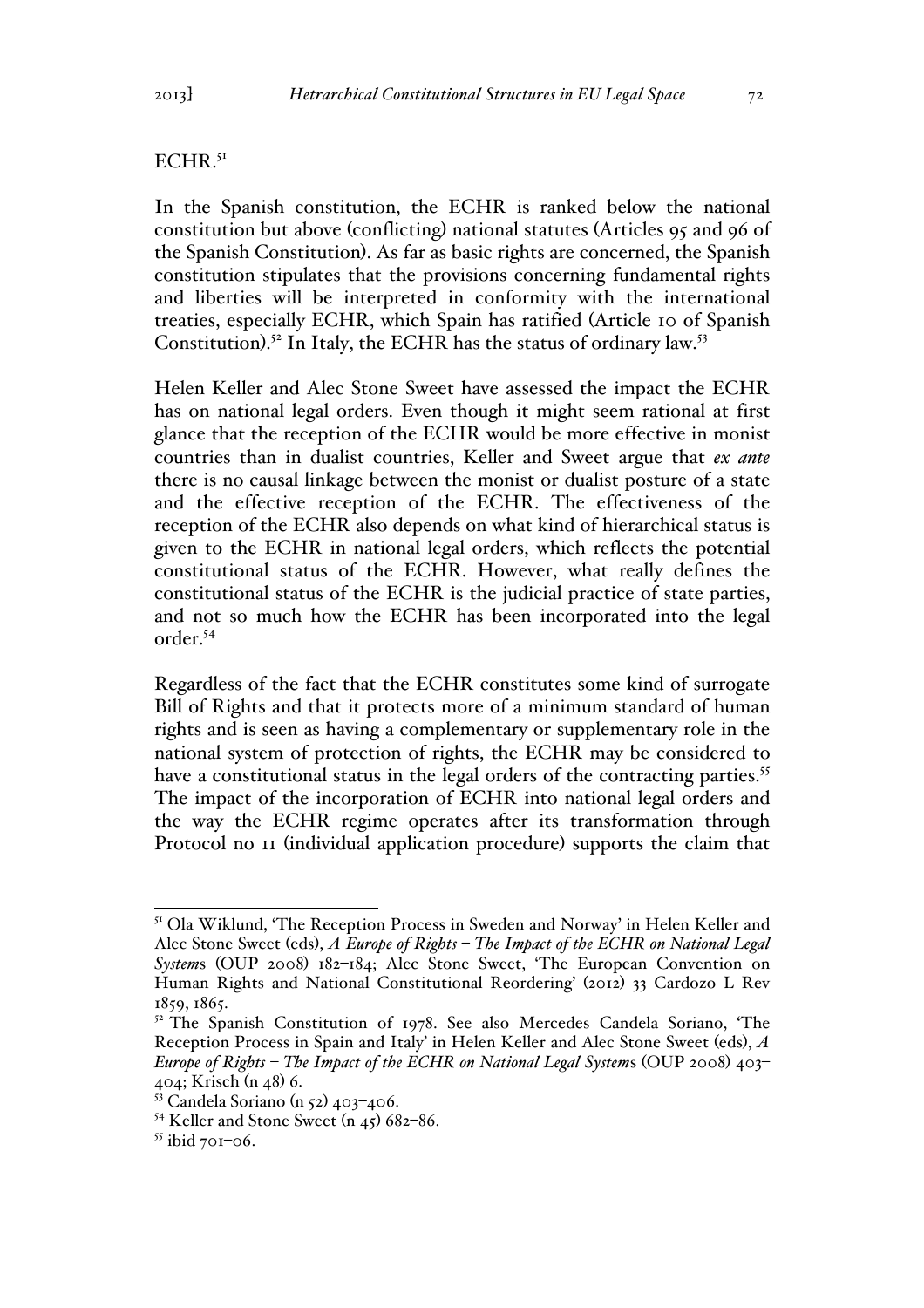ECHR.[51]

In the Spanish constitution, the ECHR is ranked below the national constitution but above (conflicting) national statutes (Articles 95 and 96 of the Spanish Constitution). As far as basic rights are concerned, the Spanish constitution stipulates that the provisions concerning fundamental rights and liberties will be interpreted in conformity with the international treaties, especially ECHR, which Spain has ratified (Article 10 of Spanish Constitution).[52] In Italy, the ECHR has the status of ordinary law.[53]

Helen Keller and Alec Stone Sweet have assessed the impact the ECHR has on national legal orders. Even though it might seem rational at first glance that the reception of the ECHR would be more effective in monist countries than in dualist countries, Keller and Sweet argue that *ex ante* there is no causal linkage between the monist or dualist posture of a state and the effective reception of the ECHR. The effectiveness of the reception of the ECHR also depends on what kind of hierarchical status is given to the ECHR in national legal orders, which reflects the potential constitutional status of the ECHR. However, what really defines the constitutional status of the ECHR is the judicial practice of state parties, and not so much how the ECHR has been incorporated into the legal order.[54]

Regardless of the fact that the ECHR constitutes some kind of surrogate Bill of Rights and that it protects more of a minimum standard of human rights and is seen as having a complementary or supplementary role in the national system of protection of rights, the ECHR may be considered to have a constitutional status in the legal orders of the contracting parties.[55] The impact of the incorporation of ECHR into national legal orders and the way the ECHR regime operates after its transformation through Protocol no 11 (individual application procedure) supports the claim that

---

[51] Ola Wiklund, 'The Reception Process in Sweden and Norway' in Helen Keller and Alec Stone Sweet (eds), *A Europe of Rights – The Impact of the ECHR on National Legal Systems* (OUP 2008) 182–184; Alec Stone Sweet, 'The European Convention on Human Rights and National Constitutional Reordering' (2012) 33 Cardozo L Rev 1859, 1865.

[52] The Spanish Constitution of 1978. See also Mercedes Candela Soriano, 'The Reception Process in Spain and Italy' in Helen Keller and Alec Stone Sweet (eds), *A Europe of Rights – The Impact of the ECHR on National Legal Systems* (OUP 2008) 403–404; Krisch (n 48) 6.

[53] Candela Soriano (n 52) 403–406.

[54] Keller and Stone Sweet (n 45) 682–86.

[55] ibid 701–06.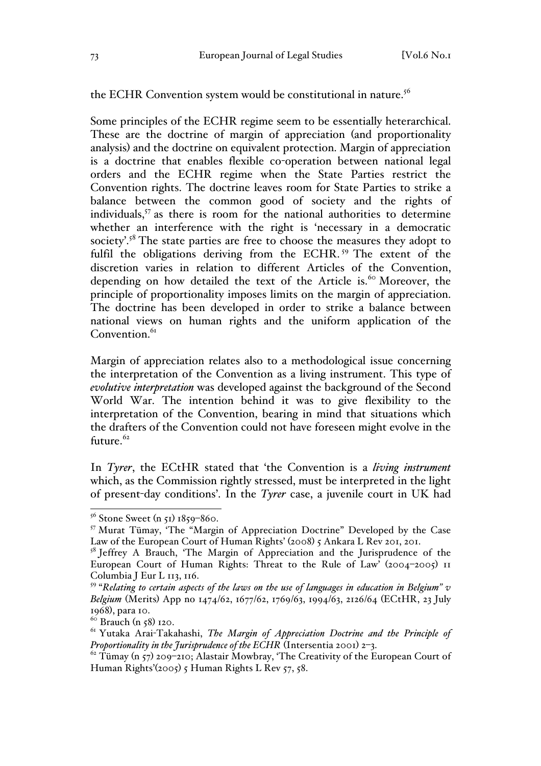the ECHR Convention system would be constitutional in nature.[56]

Some principles of the ECHR regime seem to be essentially heterarchical. These are the doctrine of margin of appreciation (and proportionality analysis) and the doctrine on equivalent protection. Margin of appreciation is a doctrine that enables flexible co-operation between national legal orders and the ECHR regime when the State Parties restrict the Convention rights. The doctrine leaves room for State Parties to strike a balance between the common good of society and the rights of individuals,[57] as there is room for the national authorities to determine whether an interference with the right is 'necessary in a democratic society'.[58] The state parties are free to choose the measures they adopt to fulfil the obligations deriving from the ECHR.[59] The extent of the discretion varies in relation to different Articles of the Convention, depending on how detailed the text of the Article is.[60] Moreover, the principle of proportionality imposes limits on the margin of appreciation. The doctrine has been developed in order to strike a balance between national views on human rights and the uniform application of the Convention.[61]

Margin of appreciation relates also to a methodological issue concerning the interpretation of the Convention as a living instrument. This type of *evolutive interpretation* was developed against the background of the Second World War. The intention behind it was to give flexibility to the interpretation of the Convention, bearing in mind that situations which the drafters of the Convention could not have foreseen might evolve in the future.[62]

In *Tyrer*, the ECtHR stated that 'the Convention is a *living instrument* which, as the Commission rightly stressed, must be interpreted in the light of present-day conditions'. In the *Tyrer* case, a juvenile court in UK had

---

[56] Stone Sweet (n 51) 1859–860.

[57] Murat Tümay, 'The "Margin of Appreciation Doctrine" Developed by the Case Law of the European Court of Human Rights' (2008) 5 Ankara L Rev 201, 201.

[58] Jeffrey A Brauch, 'The Margin of Appreciation and the Jurisprudence of the European Court of Human Rights: Threat to the Rule of Law' (2004–2005) 11 Columbia J Eur L 113, 116.

[59] "*Relating to certain aspects of the laws on the use of languages in education in Belgium" v Belgium* (Merits) App no 1474/62, 1677/62, 1769/63, 1994/63, 2126/64 (ECtHR, 23 July 1968), para 10.

[60] Brauch (n 58) 120.

[61] Yutaka Arai-Takahashi, *The Margin of Appreciation Doctrine and the Principle of Proportionality in the Jurisprudence of the ECHR* (Intersentia 2001) 2–3.

[62] Tümay (n 57) 209–210; Alastair Mowbray, 'The Creativity of the European Court of Human Rights'(2005) 5 Human Rights L Rev 57, 58.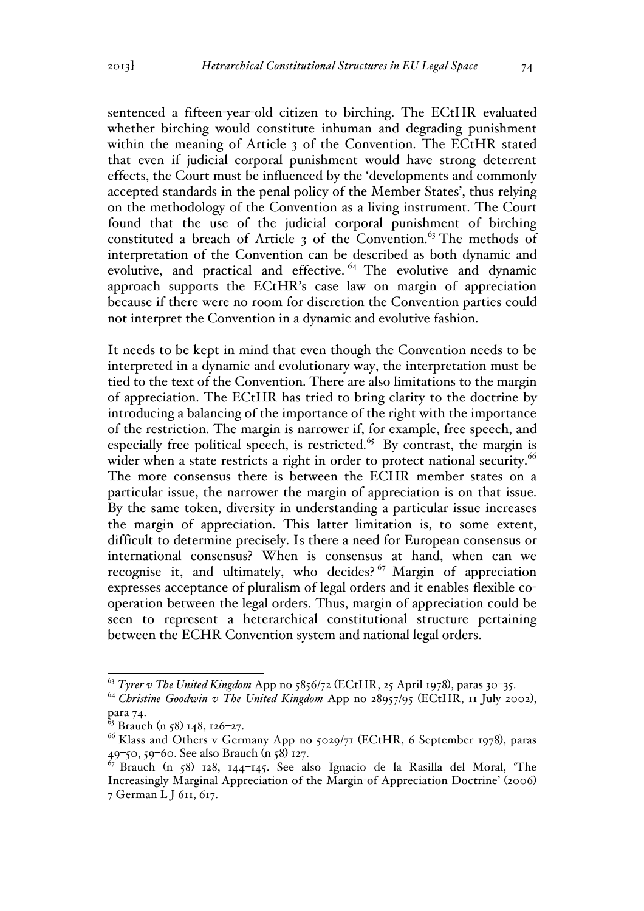sentenced a fifteen-year-old citizen to birching. The ECtHR evaluated whether birching would constitute inhuman and degrading punishment within the meaning of Article 3 of the Convention. The ECtHR stated that even if judicial corporal punishment would have strong deterrent effects, the Court must be influenced by the 'developments and commonly accepted standards in the penal policy of the Member States', thus relying on the methodology of the Convention as a living instrument. The Court found that the use of the judicial corporal punishment of birching constituted a breach of Article 3 of the Convention.[63] The methods of interpretation of the Convention can be described as both dynamic and evolutive, and practical and effective.[64] The evolutive and dynamic approach supports the ECtHR's case law on margin of appreciation because if there were no room for discretion the Convention parties could not interpret the Convention in a dynamic and evolutive fashion.

It needs to be kept in mind that even though the Convention needs to be interpreted in a dynamic and evolutionary way, the interpretation must be tied to the text of the Convention. There are also limitations to the margin of appreciation. The ECtHR has tried to bring clarity to the doctrine by introducing a balancing of the importance of the right with the importance of the restriction. The margin is narrower if, for example, free speech, and especially free political speech, is restricted.[65] By contrast, the margin is wider when a state restricts a right in order to protect national security.[66] The more consensus there is between the ECHR member states on a particular issue, the narrower the margin of appreciation is on that issue. By the same token, diversity in understanding a particular issue increases the margin of appreciation. This latter limitation is, to some extent, difficult to determine precisely. Is there a need for European consensus or international consensus? When is consensus at hand, when can we recognise it, and ultimately, who decides?[67] Margin of appreciation expresses acceptance of pluralism of legal orders and it enables flexible co-operation between the legal orders. Thus, margin of appreciation could be seen to represent a heterarchical constitutional structure pertaining between the ECHR Convention system and national legal orders.

---

[63] *Tyrer v The United Kingdom* App no 5856/72 (ECtHR, 25 April 1978), paras 30–35.

[64] *Christine Goodwin v The United Kingdom* App no 28957/95 (ECtHR, 11 July 2002), para 74.

[65] Brauch (n 58) 148, 126–27.

[66] Klass and Others v Germany App no 5029/71 (ECtHR, 6 September 1978), paras 49–50, 59–60. See also Brauch (n 58) 127.

[67] Brauch (n 58) 128, 144–145. See also Ignacio de la Rasilla del Moral, 'The Increasingly Marginal Appreciation of the Margin-of-Appreciation Doctrine' (2006) 7 German L J 611, 617.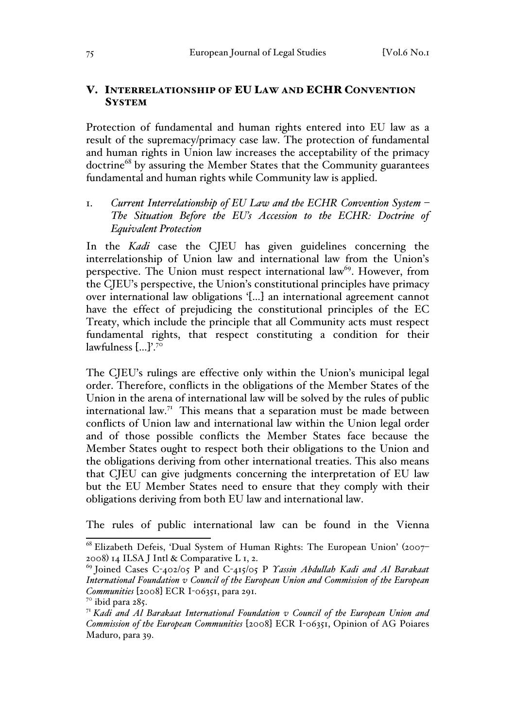## V. INTERRELATIONSHIP OF EU LAW AND ECHR CONVENTION SYSTEM

Protection of fundamental and human rights entered into EU law as a result of the supremacy/primacy case law. The protection of fundamental and human rights in Union law increases the acceptability of the primacy doctrine[68] by assuring the Member States that the Community guarantees fundamental and human rights while Community law is applied.

### 1. *Current Interrelationship of EU Law and the ECHR Convention System – The Situation Before the EU's Accession to the ECHR: Doctrine of Equivalent Protection*

In the *Kadi* case the CJEU has given guidelines concerning the interrelationship of Union law and international law from the Union's perspective. The Union must respect international law[69]. However, from the CJEU's perspective, the Union's constitutional principles have primacy over international law obligations '[...] an international agreement cannot have the effect of prejudicing the constitutional principles of the EC Treaty, which include the principle that all Community acts must respect fundamental rights, that respect constituting a condition for their lawfulness [...]'.[70]

The CJEU's rulings are effective only within the Union's municipal legal order. Therefore, conflicts in the obligations of the Member States of the Union in the arena of international law will be solved by the rules of public international law.[71] This means that a separation must be made between conflicts of Union law and international law within the Union legal order and of those possible conflicts the Member States face because the Member States ought to respect both their obligations to the Union and the obligations deriving from other international treaties. This also means that CJEU can give judgments concerning the interpretation of EU law but the EU Member States need to ensure that they comply with their obligations deriving from both EU law and international law.

The rules of public international law can be found in the Vienna

---

[68] Elizabeth Defeis, 'Dual System of Human Rights: The European Union' (2007–2008) 14 ILSA J Intl & Comparative L 1, 2.

[69] Joined Cases C-402/05 P and C-415/05 P *Yassin Abdullah Kadi and Al Barakaat International Foundation v Council of the European Union and Commission of the European Communities* [2008] ECR I-06351, para 291.

[70] ibid para 285.

[71] *Kadi and Al Barakaat International Foundation v Council of the European Union and Commission of the European Communities* [2008] ECR I-06351, Opinion of AG Poiares Maduro, para 39.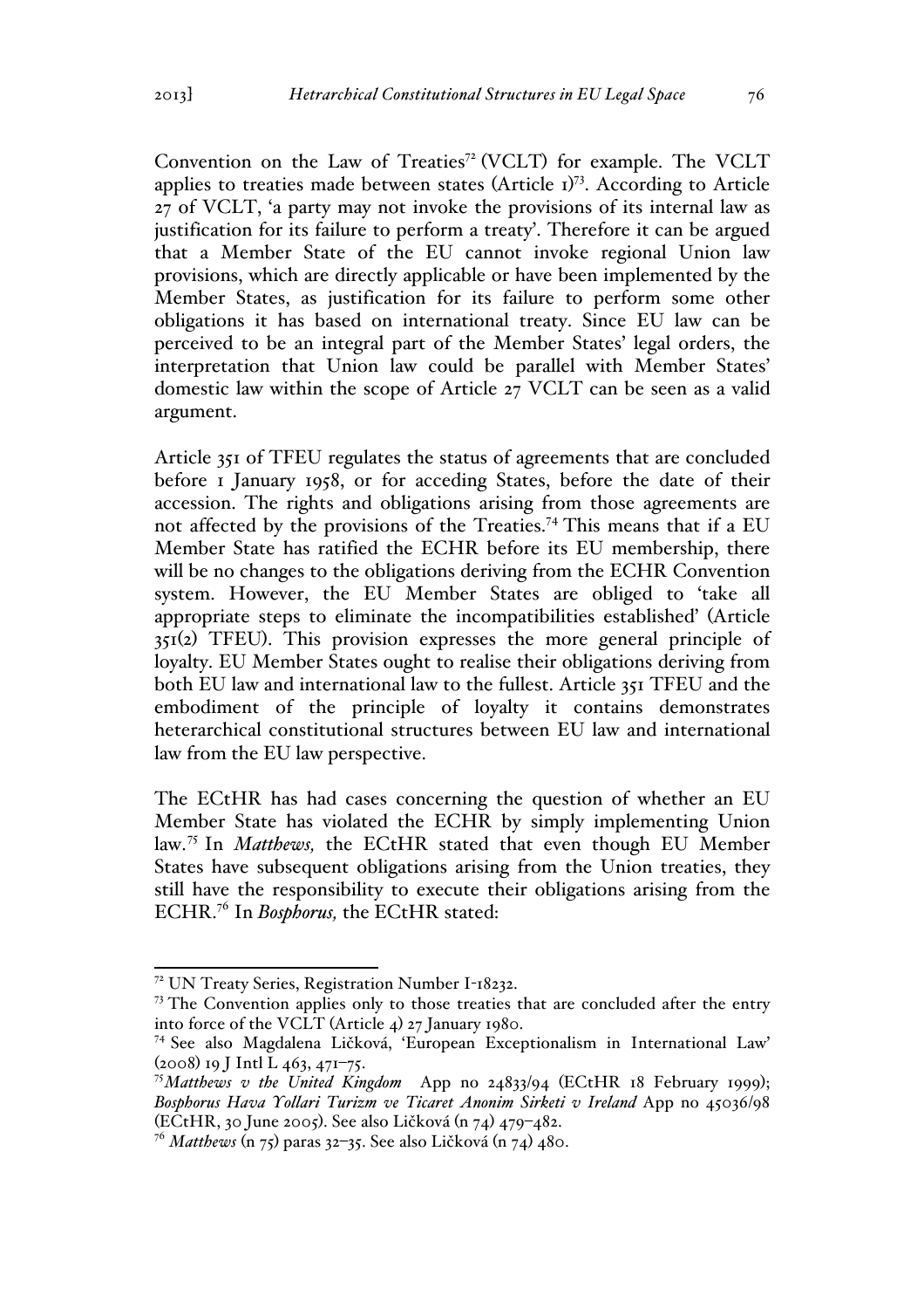Convention on the Law of Treaties[72] (VCLT) for example. The VCLT applies to treaties made between states (Article 1)[73]. According to Article 27 of VCLT, 'a party may not invoke the provisions of its internal law as justification for its failure to perform a treaty'. Therefore it can be argued that a Member State of the EU cannot invoke regional Union law provisions, which are directly applicable or have been implemented by the Member States, as justification for its failure to perform some other obligations it has based on international treaty. Since EU law can be perceived to be an integral part of the Member States' legal orders, the interpretation that Union law could be parallel with Member States' domestic law within the scope of Article 27 VCLT can be seen as a valid argument.

Article 351 of TFEU regulates the status of agreements that are concluded before 1 January 1958, or for acceding States, before the date of their accession. The rights and obligations arising from those agreements are not affected by the provisions of the Treaties.[74] This means that if a EU Member State has ratified the ECHR before its EU membership, there will be no changes to the obligations deriving from the ECHR Convention system. However, the EU Member States are obliged to 'take all appropriate steps to eliminate the incompatibilities established' (Article 351(2) TFEU). This provision expresses the more general principle of loyalty. EU Member States ought to realise their obligations deriving from both EU law and international law to the fullest. Article 351 TFEU and the embodiment of the principle of loyalty it contains demonstrates heterarchical constitutional structures between EU law and international law from the EU law perspective.

The ECtHR has had cases concerning the question of whether an EU Member State has violated the ECHR by simply implementing Union law.[75] In *Matthews,* the ECtHR stated that even though EU Member States have subsequent obligations arising from the Union treaties, they still have the responsibility to execute their obligations arising from the ECHR.[76] In *Bosphorus,* the ECtHR stated:

---

[72] UN Treaty Series, Registration Number I-18232.

[73] The Convention applies only to those treaties that are concluded after the entry into force of the VCLT (Article 4) 27 January 1980.

[74] See also Magdalena Ličková, 'European Exceptionalism in International Law' (2008) 19 J Intl L 463, 471–75.

[75] *Matthews v the United Kingdom* App no 24833/94 (ECtHR 18 February 1999); *Bosphorus Hava Yollari Turizm ve Ticaret Anonim Sirketi v Ireland* App no 45036/98 (ECtHR, 30 June 2005). See also Ličková (n 74) 479–482.

[76] *Matthews* (n 75) paras 32–35. See also Ličková (n 74) 480.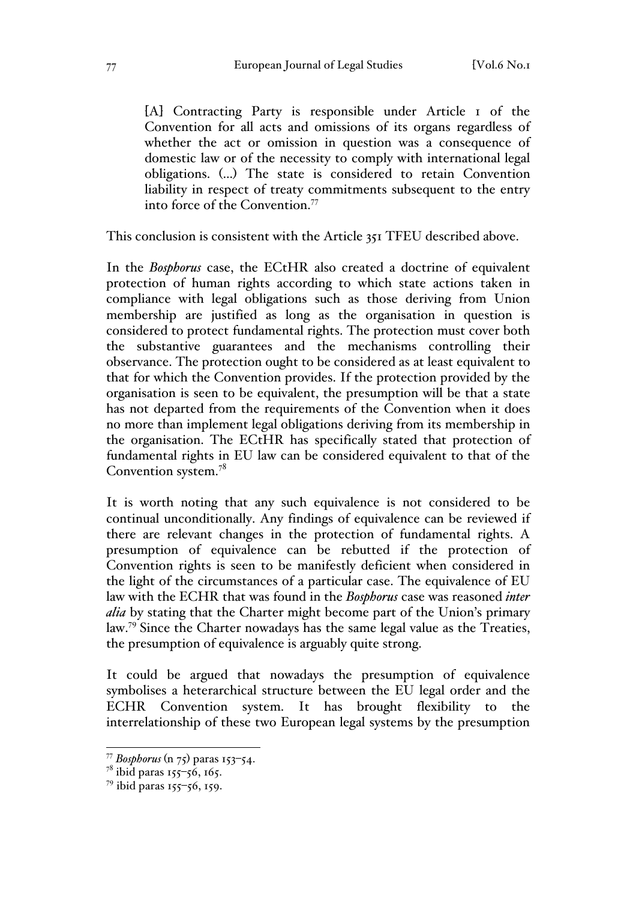> [A] Contracting Party is responsible under Article 1 of the Convention for all acts and omissions of its organs regardless of whether the act or omission in question was a consequence of domestic law or of the necessity to comply with international legal obligations. (...) The state is considered to retain Convention liability in respect of treaty commitments subsequent to the entry into force of the Convention.[77]

This conclusion is consistent with the Article 351 TFEU described above.

In the *Bosphorus* case, the ECtHR also created a doctrine of equivalent protection of human rights according to which state actions taken in compliance with legal obligations such as those deriving from Union membership are justified as long as the organisation in question is considered to protect fundamental rights. The protection must cover both the substantive guarantees and the mechanisms controlling their observance. The protection ought to be considered as at least equivalent to that for which the Convention provides. If the protection provided by the organisation is seen to be equivalent, the presumption will be that a state has not departed from the requirements of the Convention when it does no more than implement legal obligations deriving from its membership in the organisation. The ECtHR has specifically stated that protection of fundamental rights in EU law can be considered equivalent to that of the Convention system.[78]

It is worth noting that any such equivalence is not considered to be continual unconditionally. Any findings of equivalence can be reviewed if there are relevant changes in the protection of fundamental rights. A presumption of equivalence can be rebutted if the protection of Convention rights is seen to be manifestly deficient when considered in the light of the circumstances of a particular case. The equivalence of EU law with the ECHR that was found in the *Bosphorus* case was reasoned *inter alia* by stating that the Charter might become part of the Union's primary law.[79] Since the Charter nowadays has the same legal value as the Treaties, the presumption of equivalence is arguably quite strong.

It could be argued that nowadays the presumption of equivalence symbolises a heterarchical structure between the EU legal order and the ECHR Convention system. It has brought flexibility to the interrelationship of these two European legal systems by the presumption

---

[77] *Bosphorus* (n 75) paras 153–54.

[78] ibid paras 155–56, 165.

[79] ibid paras 155–56, 159.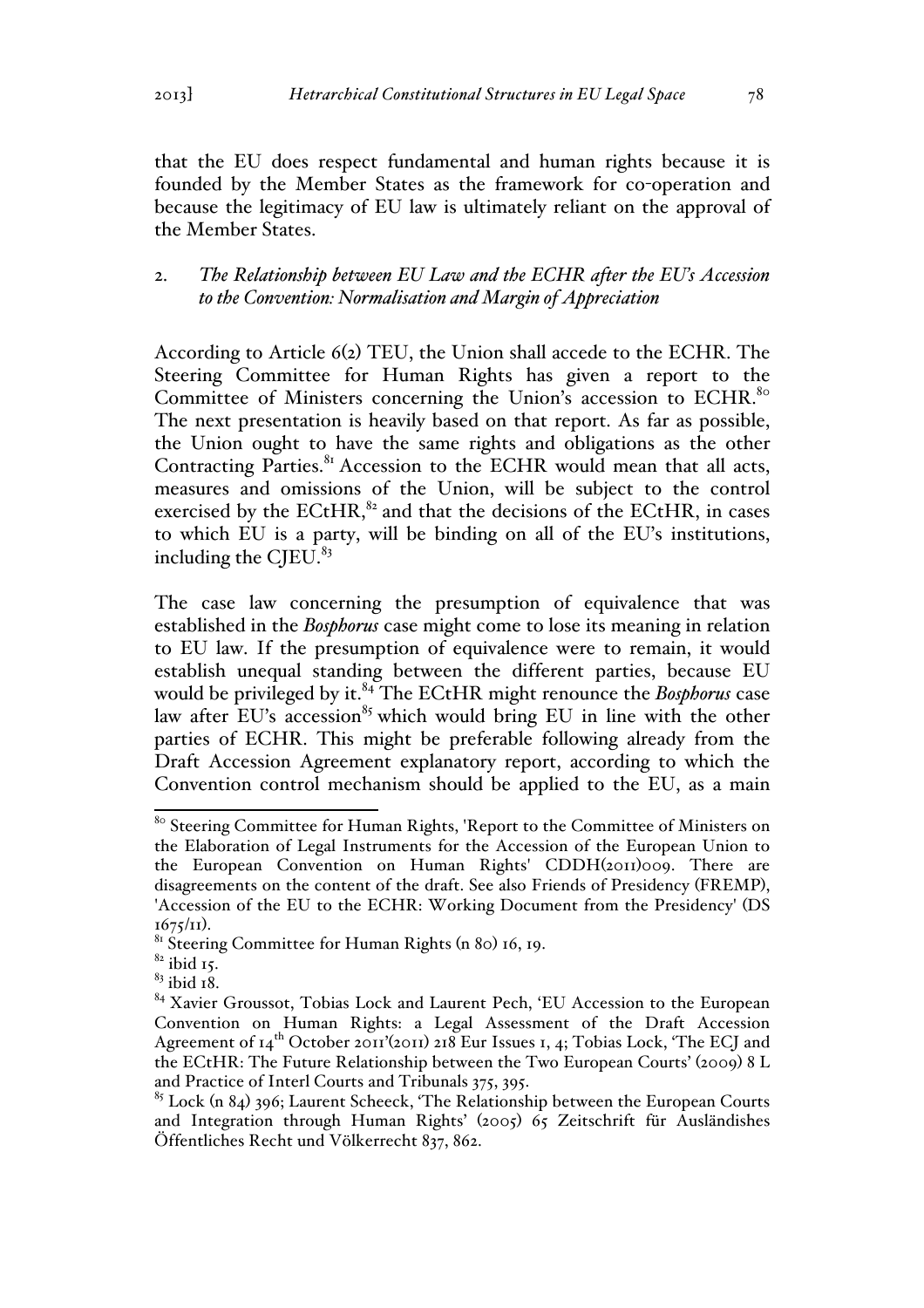that the EU does respect fundamental and human rights because it is founded by the Member States as the framework for co-operation and because the legitimacy of EU law is ultimately reliant on the approval of the Member States.

### 2. *The Relationship between EU Law and the ECHR after the EU's Accession to the Convention: Normalisation and Margin of Appreciation*

According to Article 6(2) TEU, the Union shall accede to the ECHR. The Steering Committee for Human Rights has given a report to the Committee of Ministers concerning the Union's accession to ECHR.[80] The next presentation is heavily based on that report. As far as possible, the Union ought to have the same rights and obligations as the other Contracting Parties.[81] Accession to the ECHR would mean that all acts, measures and omissions of the Union, will be subject to the control exercised by the ECtHR,[82] and that the decisions of the ECtHR, in cases to which EU is a party, will be binding on all of the EU's institutions, including the CJEU.[83]

The case law concerning the presumption of equivalence that was established in the *Bosphorus* case might come to lose its meaning in relation to EU law. If the presumption of equivalence were to remain, it would establish unequal standing between the different parties, because EU would be privileged by it.[84] The ECtHR might renounce the *Bosphorus* case law after EU's accession[85] which would bring EU in line with the other parties of ECHR. This might be preferable following already from the Draft Accession Agreement explanatory report, according to which the Convention control mechanism should be applied to the EU, as a main

---

[80] Steering Committee for Human Rights, 'Report to the Committee of Ministers on the Elaboration of Legal Instruments for the Accession of the European Union to the European Convention on Human Rights' CDDH(2011)009. There are disagreements on the content of the draft. See also Friends of Presidency (FREMP), 'Accession of the EU to the ECHR: Working Document from the Presidency' (DS 1675/11).

[81] Steering Committee for Human Rights (n 80) 16, 19.

[82] ibid 15.

[83] ibid 18.

[84] Xavier Groussot, Tobias Lock and Laurent Pech, 'EU Accession to the European Convention on Human Rights: a Legal Assessment of the Draft Accession Agreement of 14th October 2011'(2011) 218 Eur Issues 1, 4; Tobias Lock, 'The ECJ and the ECtHR: The Future Relationship between the Two European Courts' (2009) 8 L and Practice of Interl Courts and Tribunals 375, 395.

[85] Lock (n 84) 396; Laurent Scheeck, 'The Relationship between the European Courts and Integration through Human Rights' (2005) 65 Zeitschrift für Ausländishes Öffentliches Recht und Völkerrecht 837, 862.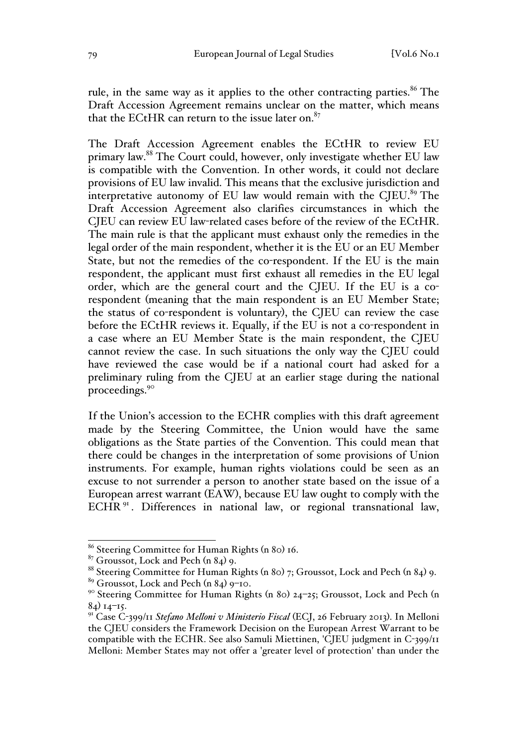rule, in the same way as it applies to the other contracting parties.[86] The Draft Accession Agreement remains unclear on the matter, which means that the ECtHR can return to the issue later on.[87]

The Draft Accession Agreement enables the ECtHR to review EU primary law.[88] The Court could, however, only investigate whether EU law is compatible with the Convention. In other words, it could not declare provisions of EU law invalid. This means that the exclusive jurisdiction and interpretative autonomy of EU law would remain with the CJEU.[89] The Draft Accession Agreement also clarifies circumstances in which the CJEU can review EU law-related cases before of the review of the ECtHR. The main rule is that the applicant must exhaust only the remedies in the legal order of the main respondent, whether it is the EU or an EU Member State, but not the remedies of the co-respondent. If the EU is the main respondent, the applicant must first exhaust all remedies in the EU legal order, which are the general court and the CJEU. If the EU is a co-respondent (meaning that the main respondent is an EU Member State; the status of co-respondent is voluntary), the CJEU can review the case before the ECtHR reviews it. Equally, if the EU is not a co-respondent in a case where an EU Member State is the main respondent, the CJEU cannot review the case. In such situations the only way the CJEU could have reviewed the case would be if a national court had asked for a preliminary ruling from the CJEU at an earlier stage during the national proceedings.[90]

If the Union's accession to the ECHR complies with this draft agreement made by the Steering Committee, the Union would have the same obligations as the State parties of the Convention. This could mean that there could be changes in the interpretation of some provisions of Union instruments. For example, human rights violations could be seen as an excuse to not surrender a person to another state based on the issue of a European arrest warrant (EAW), because EU law ought to comply with the ECHR[91]. Differences in national law, or regional transnational law,

---

[86] Steering Committee for Human Rights (n 80) 16.

[87] Groussot, Lock and Pech (n 84) 9.

[88] Steering Committee for Human Rights (n 80) 7; Groussot, Lock and Pech (n 84) 9.

[89] Groussot, Lock and Pech (n 84) 9–10.

[90] Steering Committee for Human Rights (n 80) 24–25; Groussot, Lock and Pech (n 84) 14–15.

[91] Case C-399/11 *Stefano Melloni v Ministerio Fiscal* (ECJ, 26 February 2013). In Melloni the CJEU considers the Framework Decision on the European Arrest Warrant to be compatible with the ECHR. See also Samuli Miettinen, 'CJEU judgment in C-399/11 Melloni: Member States may not offer a 'greater level of protection' than under the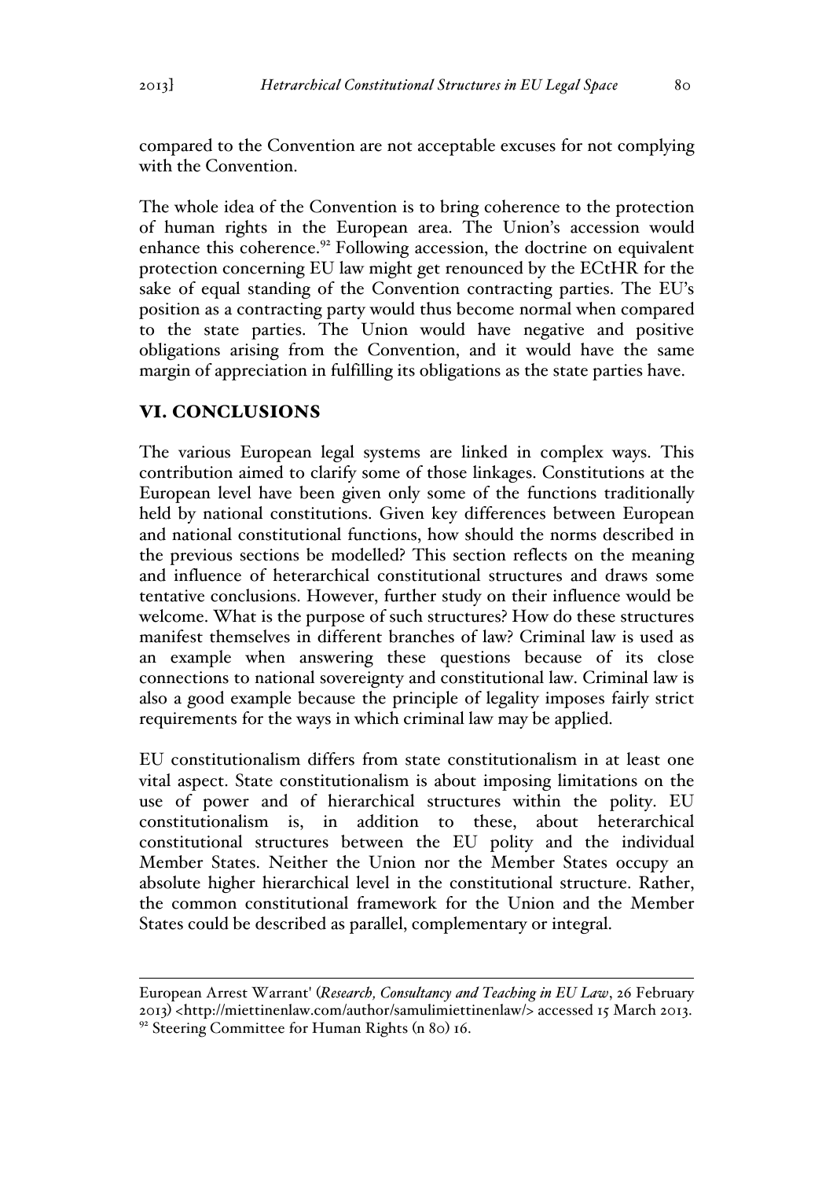compared to the Convention are not acceptable excuses for not complying with the Convention.

The whole idea of the Convention is to bring coherence to the protection of human rights in the European area. The Union's accession would enhance this coherence.[92] Following accession, the doctrine on equivalent protection concerning EU law might get renounced by the ECtHR for the sake of equal standing of the Convention contracting parties. The EU's position as a contracting party would thus become normal when compared to the state parties. The Union would have negative and positive obligations arising from the Convention, and it would have the same margin of appreciation in fulfilling its obligations as the state parties have.

## VI. CONCLUSIONS

The various European legal systems are linked in complex ways. This contribution aimed to clarify some of those linkages. Constitutions at the European level have been given only some of the functions traditionally held by national constitutions. Given key differences between European and national constitutional functions, how should the norms described in the previous sections be modelled? This section reflects on the meaning and influence of heterarchical constitutional structures and draws some tentative conclusions. However, further study on their influence would be welcome. What is the purpose of such structures? How do these structures manifest themselves in different branches of law? Criminal law is used as an example when answering these questions because of its close connections to national sovereignty and constitutional law. Criminal law is also a good example because the principle of legality imposes fairly strict requirements for the ways in which criminal law may be applied.

EU constitutionalism differs from state constitutionalism in at least one vital aspect. State constitutionalism is about imposing limitations on the use of power and of hierarchical structures within the polity. EU constitutionalism is, in addition to these, about heterarchical constitutional structures between the EU polity and the individual Member States. Neither the Union nor the Member States occupy an absolute higher hierarchical level in the constitutional structure. Rather, the common constitutional framework for the Union and the Member States could be described as parallel, complementary or integral.

---

European Arrest Warrant' (*Research, Consultancy and Teaching in EU Law*, 26 February 2013) <http://miettinenlaw.com/author/samulimiettinenlaw/> accessed 15 March 2013.

[92] Steering Committee for Human Rights (n 80) 16.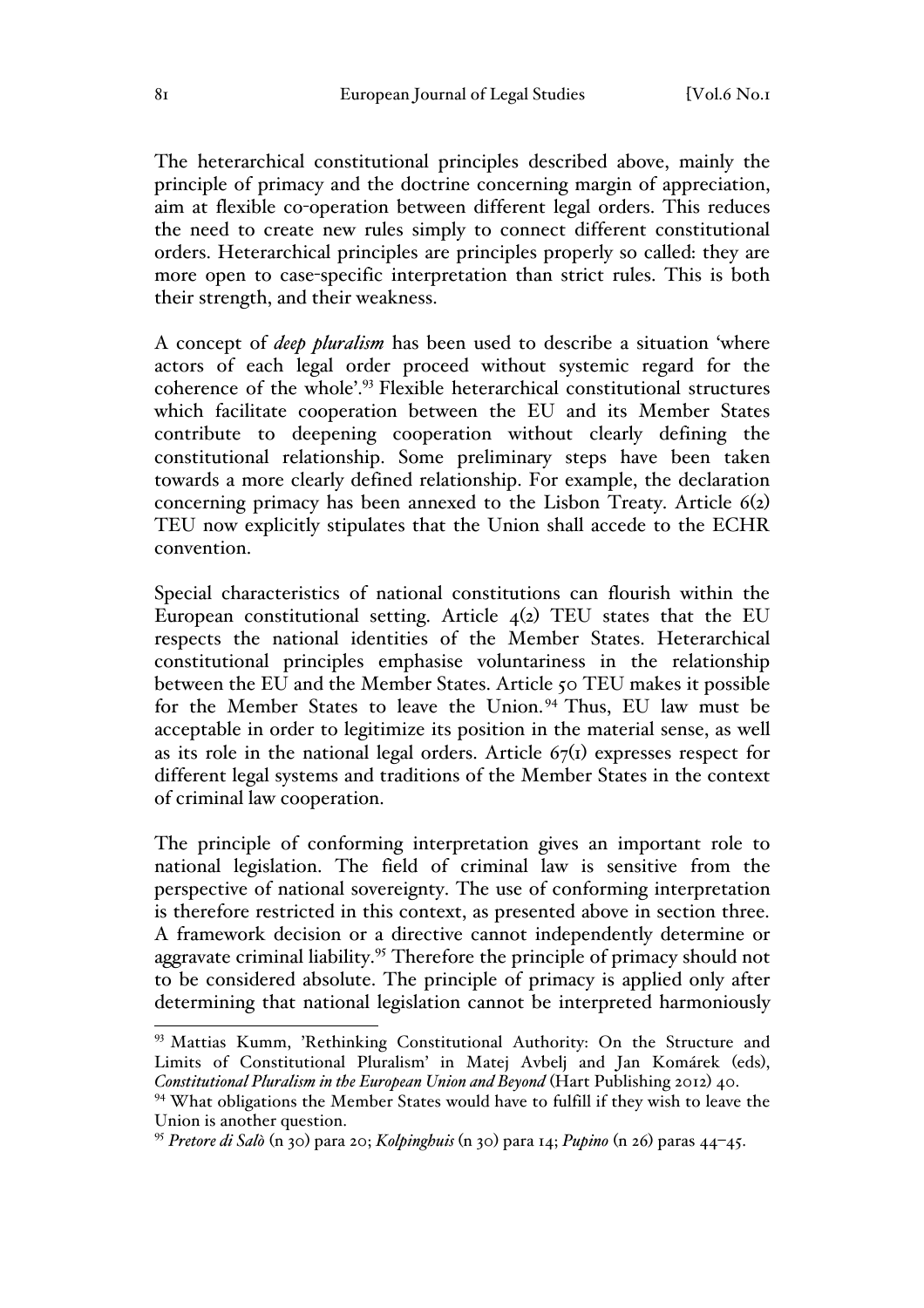The heterarchical constitutional principles described above, mainly the principle of primacy and the doctrine concerning margin of appreciation, aim at flexible co-operation between different legal orders. This reduces the need to create new rules simply to connect different constitutional orders. Heterarchical principles are principles properly so called: they are more open to case-specific interpretation than strict rules. This is both their strength, and their weakness.

A concept of *deep pluralism* has been used to describe a situation 'where actors of each legal order proceed without systemic regard for the coherence of the whole'.[93] Flexible heterarchical constitutional structures which facilitate cooperation between the EU and its Member States contribute to deepening cooperation without clearly defining the constitutional relationship. Some preliminary steps have been taken towards a more clearly defined relationship. For example, the declaration concerning primacy has been annexed to the Lisbon Treaty. Article 6(2) TEU now explicitly stipulates that the Union shall accede to the ECHR convention.

Special characteristics of national constitutions can flourish within the European constitutional setting. Article 4(2) TEU states that the EU respects the national identities of the Member States. Heterarchical constitutional principles emphasise voluntariness in the relationship between the EU and the Member States. Article 50 TEU makes it possible for the Member States to leave the Union.[94] Thus, EU law must be acceptable in order to legitimize its position in the material sense, as well as its role in the national legal orders. Article 67(1) expresses respect for different legal systems and traditions of the Member States in the context of criminal law cooperation.

The principle of conforming interpretation gives an important role to national legislation. The field of criminal law is sensitive from the perspective of national sovereignty. The use of conforming interpretation is therefore restricted in this context, as presented above in section three. A framework decision or a directive cannot independently determine or aggravate criminal liability.[95] Therefore the principle of primacy should not to be considered absolute. The principle of primacy is applied only after determining that national legislation cannot be interpreted harmoniously

---

[93] Mattias Kumm, 'Rethinking Constitutional Authority: On the Structure and Limits of Constitutional Pluralism' in Matej Avbelj and Jan Komárek (eds), *Constitutional Pluralism in the European Union and Beyond* (Hart Publishing 2012) 40.

[94] What obligations the Member States would have to fulfill if they wish to leave the Union is another question.

[95] *Pretore di Salò* (n 30) para 20; *Kolpinghuis* (n 30) para 14; *Pupino* (n 26) paras 44–45.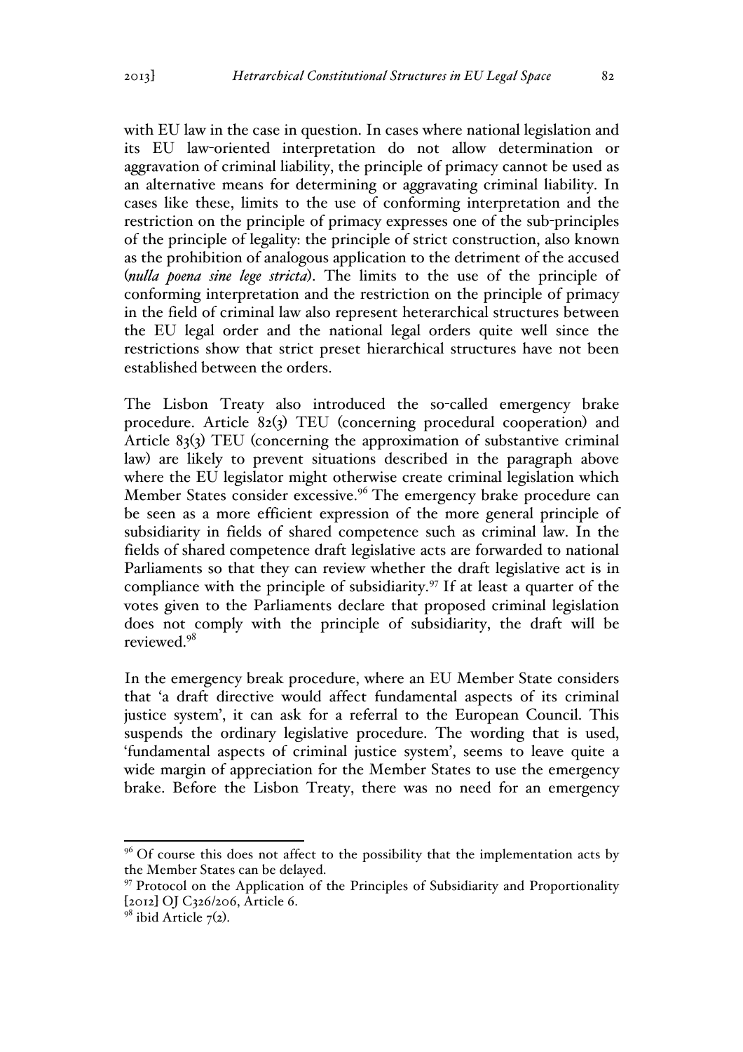with EU law in the case in question. In cases where national legislation and its EU law-oriented interpretation do not allow determination or aggravation of criminal liability, the principle of primacy cannot be used as an alternative means for determining or aggravating criminal liability. In cases like these, limits to the use of conforming interpretation and the restriction on the principle of primacy expresses one of the sub-principles of the principle of legality: the principle of strict construction, also known as the prohibition of analogous application to the detriment of the accused (*nulla poena sine lege stricta*). The limits to the use of the principle of conforming interpretation and the restriction on the principle of primacy in the field of criminal law also represent heterarchical structures between the EU legal order and the national legal orders quite well since the restrictions show that strict preset hierarchical structures have not been established between the orders.

The Lisbon Treaty also introduced the so-called emergency brake procedure. Article 82(3) TEU (concerning procedural cooperation) and Article 83(3) TEU (concerning the approximation of substantive criminal law) are likely to prevent situations described in the paragraph above where the EU legislator might otherwise create criminal legislation which Member States consider excessive.[96] The emergency brake procedure can be seen as a more efficient expression of the more general principle of subsidiarity in fields of shared competence such as criminal law. In the fields of shared competence draft legislative acts are forwarded to national Parliaments so that they can review whether the draft legislative act is in compliance with the principle of subsidiarity.[97] If at least a quarter of the votes given to the Parliaments declare that proposed criminal legislation does not comply with the principle of subsidiarity, the draft will be reviewed.[98]

In the emergency break procedure, where an EU Member State considers that 'a draft directive would affect fundamental aspects of its criminal justice system', it can ask for a referral to the European Council. This suspends the ordinary legislative procedure. The wording that is used, 'fundamental aspects of criminal justice system', seems to leave quite a wide margin of appreciation for the Member States to use the emergency brake. Before the Lisbon Treaty, there was no need for an emergency

---

[96] Of course this does not affect to the possibility that the implementation acts by the Member States can be delayed.

[97] Protocol on the Application of the Principles of Subsidiarity and Proportionality [2012] OJ C326/206, Article 6.

[98] ibid Article 7(2).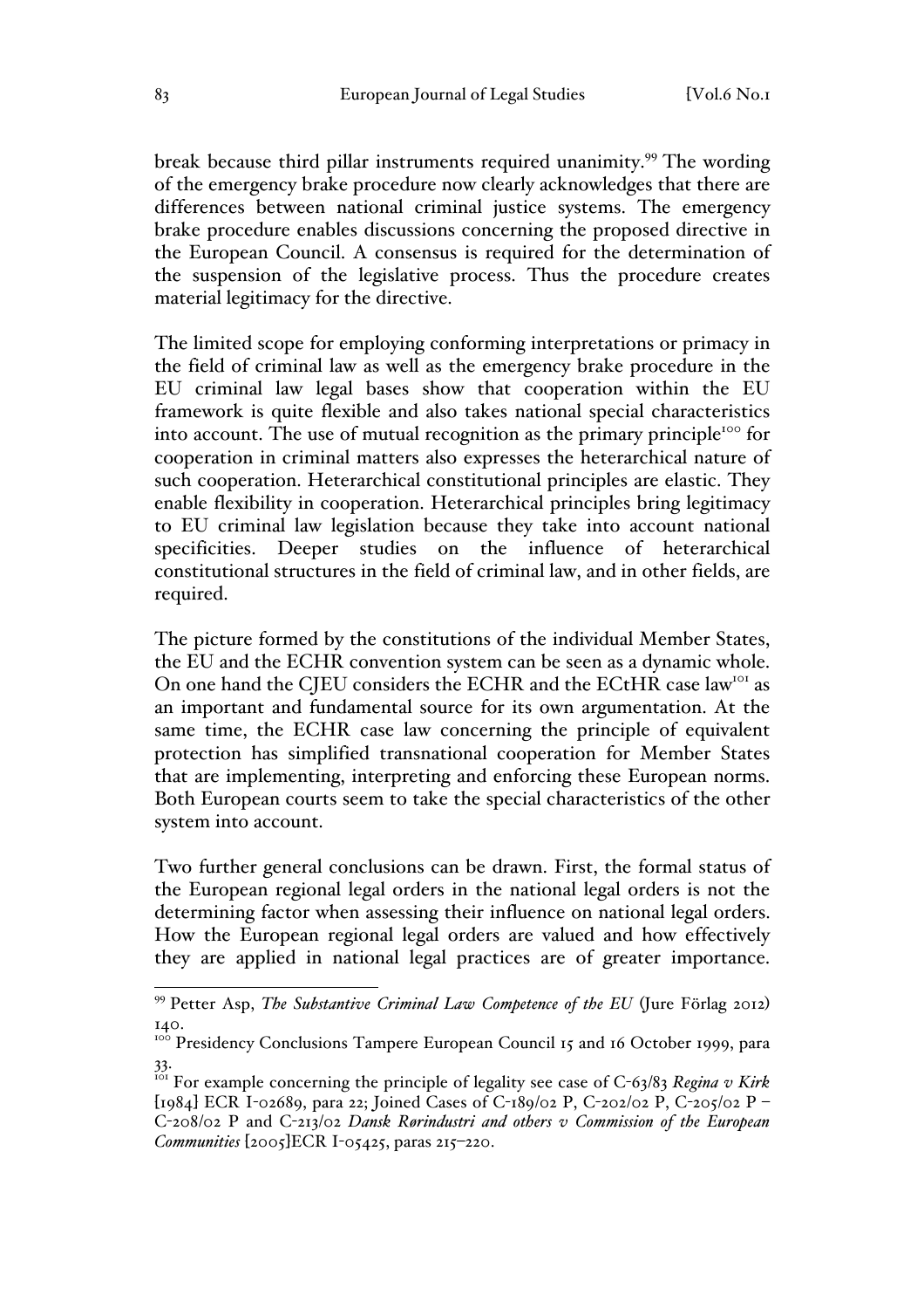break because third pillar instruments required unanimity.[99] The wording of the emergency brake procedure now clearly acknowledges that there are differences between national criminal justice systems. The emergency brake procedure enables discussions concerning the proposed directive in the European Council. A consensus is required for the determination of the suspension of the legislative process. Thus the procedure creates material legitimacy for the directive.

The limited scope for employing conforming interpretations or primacy in the field of criminal law as well as the emergency brake procedure in the EU criminal law legal bases show that cooperation within the EU framework is quite flexible and also takes national special characteristics into account. The use of mutual recognition as the primary principle[100] for cooperation in criminal matters also expresses the heterarchical nature of such cooperation. Heterarchical constitutional principles are elastic. They enable flexibility in cooperation. Heterarchical principles bring legitimacy to EU criminal law legislation because they take into account national specificities. Deeper studies on the influence of heterarchical constitutional structures in the field of criminal law, and in other fields, are required.

The picture formed by the constitutions of the individual Member States, the EU and the ECHR convention system can be seen as a dynamic whole. On one hand the CJEU considers the ECHR and the ECtHR case law[101] as an important and fundamental source for its own argumentation. At the same time, the ECHR case law concerning the principle of equivalent protection has simplified transnational cooperation for Member States that are implementing, interpreting and enforcing these European norms. Both European courts seem to take the special characteristics of the other system into account.

Two further general conclusions can be drawn. First, the formal status of the European regional legal orders in the national legal orders is not the determining factor when assessing their influence on national legal orders. How the European regional legal orders are valued and how effectively they are applied in national legal practices are of greater importance.

---

[99] Petter Asp, *The Substantive Criminal Law Competence of the EU* (Jure Förlag 2012) 140.

[100] Presidency Conclusions Tampere European Council 15 and 16 October 1999, para 33.

[101] For example concerning the principle of legality see case of C-63/83 *Regina v Kirk* [1984] ECR I-02689, para 22; Joined Cases of C-189/02 P, C-202/02 P, C-205/02 P – C-208/02 P and C-213/02 *Dansk Rørindustri and others v Commission of the European Communities* [2005]ECR I-05425, paras 215–220.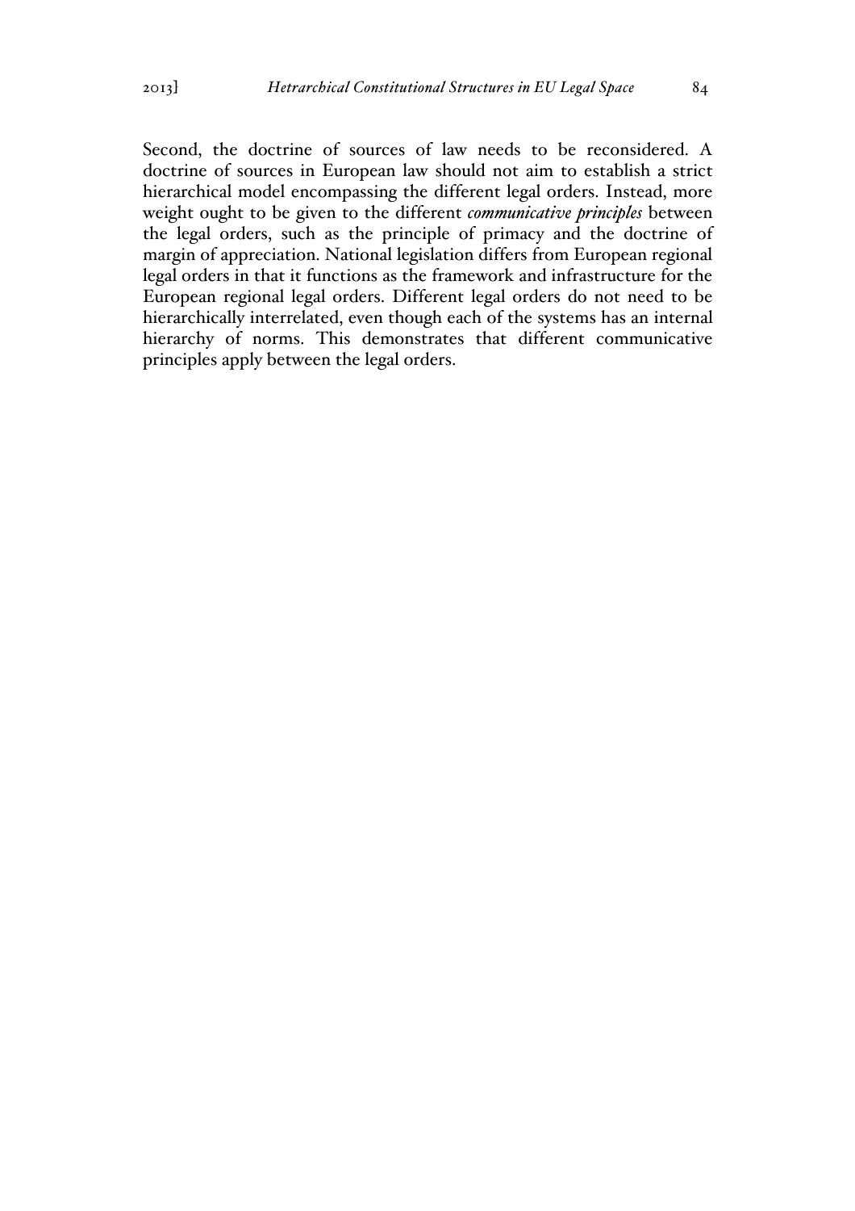Second, the doctrine of sources of law needs to be reconsidered. A doctrine of sources in European law should not aim to establish a strict hierarchical model encompassing the different legal orders. Instead, more weight ought to be given to the different *communicative principles* between the legal orders, such as the principle of primacy and the doctrine of margin of appreciation. National legislation differs from European regional legal orders in that it functions as the framework and infrastructure for the European regional legal orders. Different legal orders do not need to be hierarchically interrelated, even though each of the systems has an internal hierarchy of norms. This demonstrates that different communicative principles apply between the legal orders.